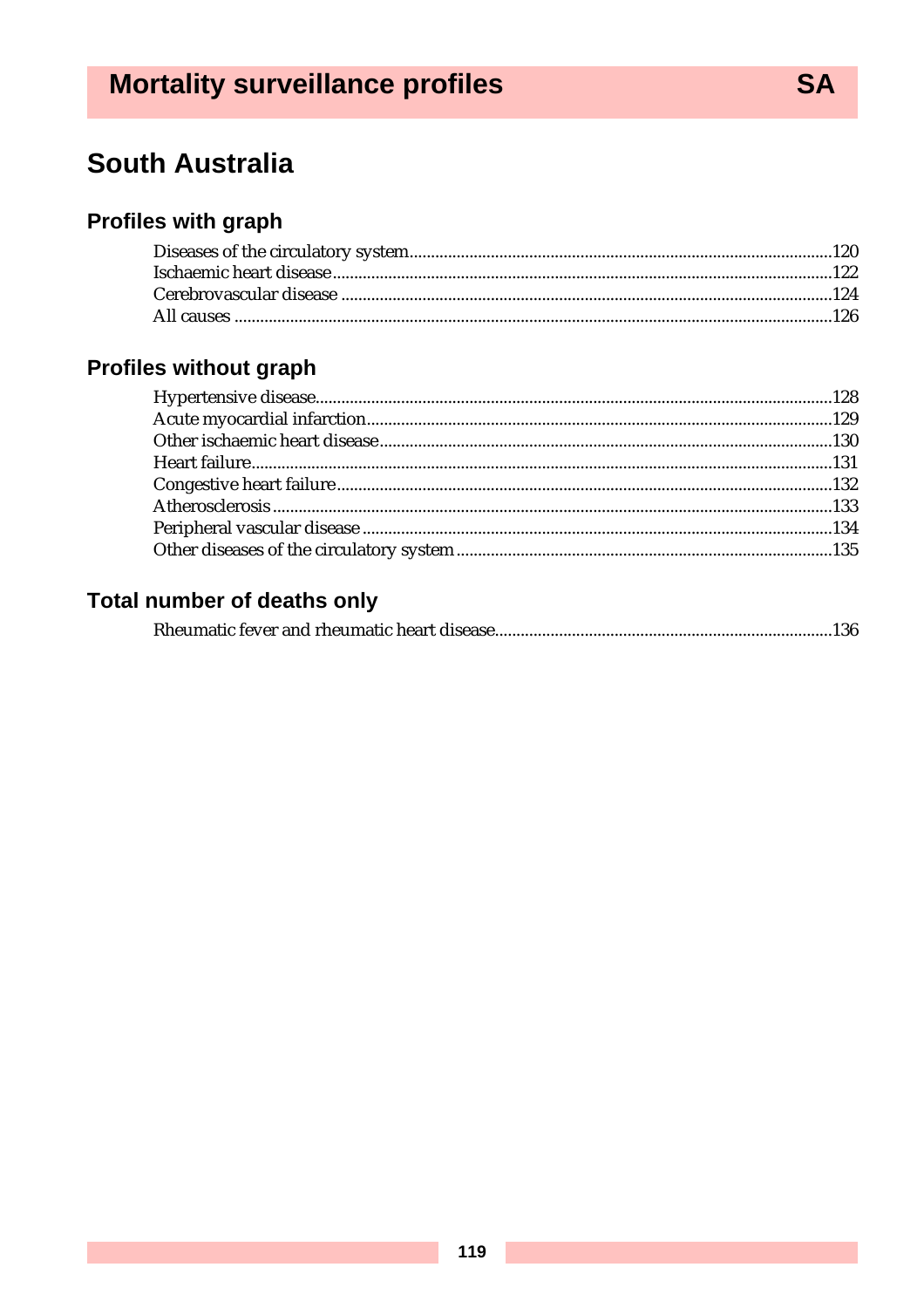# Mortality surveillance profiles — SA

## South Australia

### Profiles with graph

- Diseases of the circulatory system ..... 120
- Ischaemic heart disease ..... 122
- Cerebrovascular disease ..... 124
- All causes ..... 126

### Profiles without graph

- Hypertensive disease ..... 128
- Acute myocardial infarction ..... 129
- Other ischaemic heart disease ..... 130
- Heart failure ..... 131
- Congestive heart failure ..... 132
- Atherosclerosis ..... 133
- Peripheral vascular disease ..... 134
- Other diseases of the circulatory system ..... 135

### Total number of deaths only

- Rheumatic fever and rheumatic heart disease ..... 136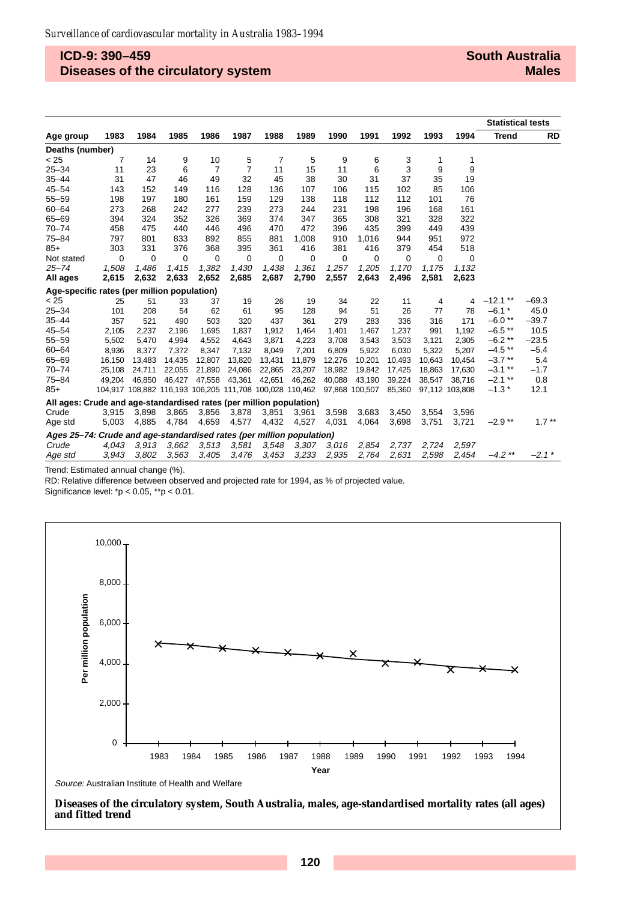# ICD-9: 390–459 Diseases of the circulatory system

## South Australia Males

| Age group | 1983 | 1984 | 1985 | 1986 | 1987 | 1988 | 1989 | 1990 | 1991 | 1992 | 1993 | 1994 | Statistical tests Trend | RD |
|---|---|---|---|---|---|---|---|---|---|---|---|---|---|---|
| **Deaths (number)** | | | | | | | | | | | | | | |
| < 25 | 7 | 14 | 9 | 10 | 5 | 7 | 5 | 9 | 6 | 3 | 1 | 1 | | |
| 25–34 | 11 | 23 | 6 | 7 | 7 | 11 | 15 | 11 | 6 | 3 | 9 | 9 | | |
| 35–44 | 31 | 47 | 46 | 49 | 32 | 45 | 38 | 30 | 31 | 37 | 35 | 19 | | |
| 45–54 | 143 | 152 | 149 | 116 | 128 | 136 | 107 | 106 | 115 | 102 | 85 | 106 | | |
| 55–59 | 198 | 197 | 180 | 161 | 159 | 129 | 138 | 118 | 112 | 112 | 101 | 76 | | |
| 60–64 | 273 | 268 | 242 | 277 | 239 | 273 | 244 | 231 | 198 | 196 | 168 | 161 | | |
| 65–69 | 394 | 324 | 352 | 326 | 369 | 374 | 347 | 365 | 308 | 321 | 328 | 322 | | |
| 70–74 | 458 | 475 | 440 | 446 | 496 | 470 | 472 | 396 | 435 | 399 | 449 | 439 | | |
| 75–84 | 797 | 801 | 833 | 892 | 855 | 881 | 1,008 | 910 | 1,016 | 944 | 951 | 972 | | |
| 85+ | 303 | 331 | 376 | 368 | 395 | 361 | 416 | 381 | 416 | 379 | 454 | 518 | | |
| Not stated | 0 | 0 | 0 | 0 | 0 | 0 | 0 | 0 | 0 | 0 | 0 | 0 | | |
| *25–74* | *1,508* | *1,486* | *1,415* | *1,382* | *1,430* | *1,438* | *1,361* | *1,257* | *1,205* | *1,170* | *1,175* | *1,132* | | |
| **All ages** | **2,615** | **2,632** | **2,633** | **2,652** | **2,685** | **2,687** | **2,790** | **2,557** | **2,643** | **2,496** | **2,581** | **2,623** | | |
| **Age-specific rates (per million population)** | | | | | | | | | | | | | | |
| < 25 | 25 | 51 | 33 | 37 | 19 | 26 | 19 | 34 | 22 | 11 | 4 | 4 | –12.1 ** | –69.3 |
| 25–34 | 101 | 208 | 54 | 62 | 61 | 95 | 128 | 94 | 51 | 26 | 77 | 78 | –6.1 * | 45.0 |
| 35–44 | 357 | 521 | 490 | 503 | 320 | 437 | 361 | 279 | 283 | 336 | 316 | 171 | –6.0 ** | –39.7 |
| 45–54 | 2,105 | 2,237 | 2,196 | 1,695 | 1,837 | 1,912 | 1,464 | 1,401 | 1,467 | 1,237 | 991 | 1,192 | –6.5 ** | 10.5 |
| 55–59 | 5,502 | 5,470 | 4,994 | 4,552 | 4,643 | 3,871 | 4,223 | 3,708 | 3,543 | 3,503 | 3,121 | 2,305 | –6.2 ** | –23.5 |
| 60–64 | 8,936 | 8,377 | 7,372 | 8,347 | 7,132 | 8,049 | 7,201 | 6,809 | 5,922 | 6,030 | 5,322 | 5,207 | –4.5 ** | –5.4 |
| 65–69 | 16,150 | 13,483 | 14,435 | 12,807 | 13,820 | 13,431 | 11,879 | 12,276 | 10,201 | 10,493 | 10,643 | 10,454 | –3.7 ** | 5.4 |
| 70–74 | 25,108 | 24,711 | 22,055 | 21,890 | 24,086 | 22,865 | 23,207 | 18,982 | 19,842 | 17,425 | 18,863 | 17,630 | –3.1 ** | –1.7 |
| 75–84 | 49,204 | 46,850 | 46,427 | 47,558 | 43,361 | 42,651 | 46,262 | 40,088 | 43,190 | 39,224 | 38,547 | 38,716 | –2.1 ** | 0.8 |
| 85+ | 104,917 | 108,882 | 116,193 | 106,205 | 111,708 | 100,028 | 110,462 | 97,868 | 100,507 | 85,360 | 97,112 | 103,808 | –1.3 * | 12.1 |
| **All ages: Crude and age-standardised rates (per million population)** | | | | | | | | | | | | | | |
| Crude | 3,915 | 3,898 | 3,865 | 3,856 | 3,878 | 3,851 | 3,961 | 3,598 | 3,683 | 3,450 | 3,554 | 3,596 | | |
| Age std | 5,003 | 4,885 | 4,784 | 4,659 | 4,577 | 4,432 | 4,527 | 4,031 | 4,064 | 3,698 | 3,751 | 3,721 | –2.9 ** | 1.7 ** |
| ***Ages 25–74: Crude and age-standardised rates (per million population)*** | | | | | | | | | | | | | | |
| *Crude* | *4,043* | *3,913* | *3,662* | *3,513* | *3,581* | *3,548* | *3,307* | *3,016* | *2,854* | *2,737* | *2,724* | *2,597* | | |
| *Age std* | *3,943* | *3,802* | *3,563* | *3,405* | *3,476* | *3,453* | *3,233* | *2,935* | *2,764* | *2,631* | *2,598* | *2,454* | *–4.2 ** | *–2.1 * |

Trend: Estimated annual change (%).

RD: Relative difference between observed and projected rate for 1994, as % of projected value.

Significance level: *p < 0.05, **p < 0.01.

*Source:* Australian Institute of Health and Welfare

**Diseases of the circulatory system, South Australia, males, age-standardised mortality rates (all ages) and fitted trend**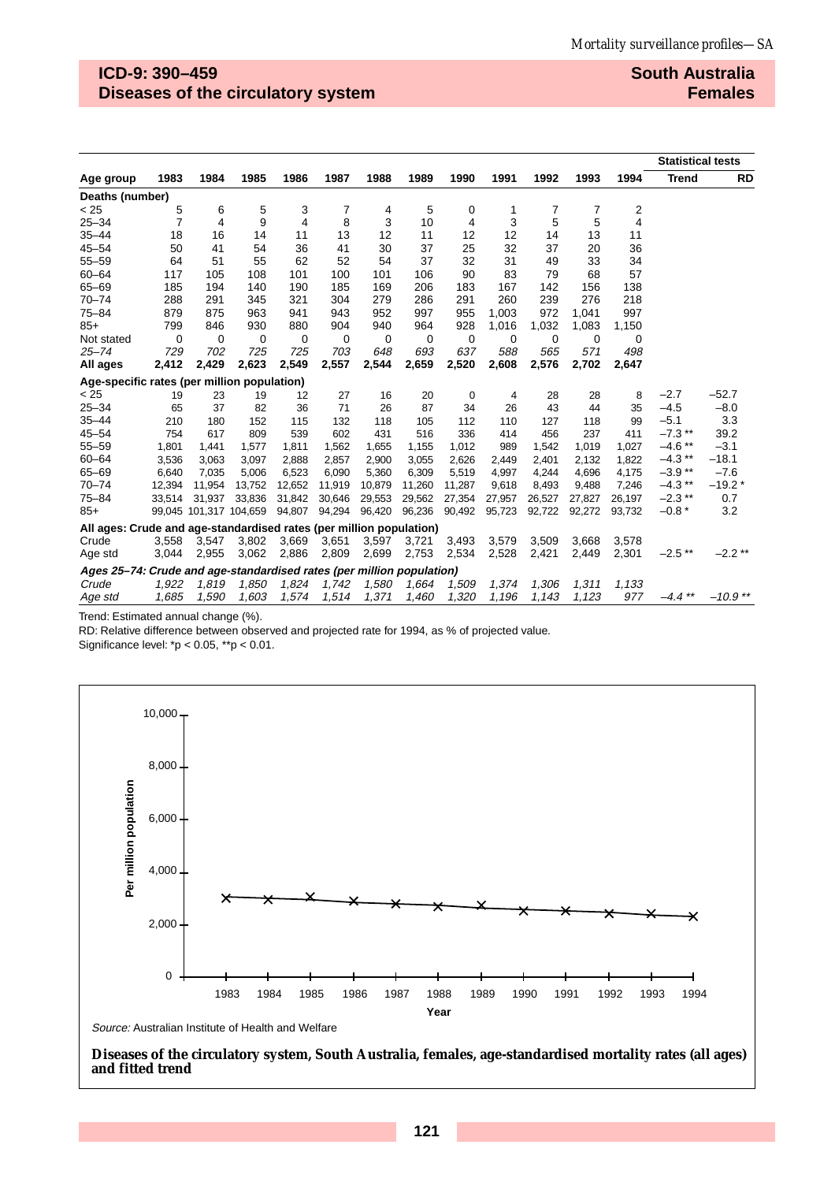## ICD-9: 390–459
## Diseases of the circulatory system

## South Australia
## Females

| Age group | 1983 | 1984 | 1985 | 1986 | 1987 | 1988 | 1989 | 1990 | 1991 | 1992 | 1993 | 1994 | Statistical tests Trend | RD |
|---|---|---|---|---|---|---|---|---|---|---|---|---|---|---|
| **Deaths (number)** | | | | | | | | | | | | | | |
| < 25 | 5 | 6 | 5 | 3 | 7 | 4 | 5 | 0 | 1 | 7 | 7 | 2 | | |
| 25–34 | 7 | 4 | 9 | 4 | 8 | 3 | 10 | 4 | 3 | 5 | 5 | 4 | | |
| 35–44 | 18 | 16 | 14 | 11 | 13 | 12 | 11 | 12 | 12 | 14 | 13 | 11 | | |
| 45–54 | 50 | 41 | 54 | 36 | 41 | 30 | 37 | 25 | 32 | 37 | 20 | 36 | | |
| 55–59 | 64 | 51 | 55 | 62 | 52 | 54 | 37 | 32 | 31 | 49 | 33 | 34 | | |
| 60–64 | 117 | 105 | 108 | 101 | 100 | 101 | 106 | 90 | 83 | 79 | 68 | 57 | | |
| 65–69 | 185 | 194 | 140 | 190 | 185 | 169 | 206 | 183 | 167 | 142 | 156 | 138 | | |
| 70–74 | 288 | 291 | 345 | 321 | 304 | 279 | 286 | 291 | 260 | 239 | 276 | 218 | | |
| 75–84 | 879 | 875 | 963 | 941 | 943 | 952 | 997 | 955 | 1,003 | 972 | 1,041 | 997 | | |
| 85+ | 799 | 846 | 930 | 880 | 904 | 940 | 964 | 928 | 1,016 | 1,032 | 1,083 | 1,150 | | |
| Not stated | 0 | 0 | 0 | 0 | 0 | 0 | 0 | 0 | 0 | 0 | 0 | 0 | | |
| *25–74* | *729* | *702* | *725* | *725* | *703* | *648* | *693* | *637* | *588* | *565* | *571* | *498* | | |
| **All ages** | **2,412** | **2,429** | **2,623** | **2,549** | **2,557** | **2,544** | **2,659** | **2,520** | **2,608** | **2,576** | **2,702** | **2,647** | | |
| **Age-specific rates (per million population)** | | | | | | | | | | | | | | |
| < 25 | 19 | 23 | 19 | 12 | 27 | 16 | 20 | 0 | 4 | 28 | 28 | 8 | –2.7 | –52.7 |
| 25–34 | 65 | 37 | 82 | 36 | 71 | 26 | 87 | 34 | 26 | 43 | 44 | 35 | –4.5 | –8.0 |
| 35–44 | 210 | 180 | 152 | 115 | 132 | 118 | 105 | 112 | 110 | 127 | 118 | 99 | –5.1 | 3.3 |
| 45–54 | 754 | 617 | 809 | 539 | 602 | 431 | 516 | 336 | 414 | 456 | 237 | 411 | –7.3 ** | 39.2 |
| 55–59 | 1,801 | 1,441 | 1,577 | 1,811 | 1,562 | 1,655 | 1,155 | 1,012 | 989 | 1,542 | 1,019 | 1,027 | –4.6 ** | –3.1 |
| 60–64 | 3,536 | 3,063 | 3,097 | 2,888 | 2,857 | 2,900 | 3,055 | 2,626 | 2,449 | 2,401 | 2,132 | 1,822 | –4.3 ** | –18.1 |
| 65–69 | 6,640 | 7,035 | 5,006 | 6,523 | 6,090 | 5,360 | 6,309 | 5,519 | 4,997 | 4,244 | 4,696 | 4,175 | –3.9 ** | –7.6 |
| 70–74 | 12,394 | 11,954 | 13,752 | 12,652 | 11,919 | 10,879 | 11,260 | 11,287 | 9,618 | 8,493 | 9,488 | 7,246 | –4.3 ** | –19.2 * |
| 75–84 | 33,514 | 31,937 | 33,836 | 31,842 | 30,646 | 29,553 | 29,562 | 27,354 | 27,957 | 26,527 | 27,827 | 26,197 | –2.3 ** | 0.7 |
| 85+ | 99,045 | 101,317 | 104,659 | 94,807 | 94,294 | 96,420 | 96,236 | 90,492 | 95,723 | 92,722 | 92,272 | 93,732 | –0.8 * | 3.2 |
| **All ages: Crude and age-standardised rates (per million population)** | | | | | | | | | | | | | | |
| Crude | 3,558 | 3,547 | 3,802 | 3,669 | 3,651 | 3,597 | 3,721 | 3,493 | 3,579 | 3,509 | 3,668 | 3,578 | | |
| Age std | 3,044 | 2,955 | 3,062 | 2,886 | 2,809 | 2,699 | 2,753 | 2,534 | 2,528 | 2,421 | 2,449 | 2,301 | –2.5 ** | –2.2 ** |
| ***Ages 25–74: Crude and age-standardised rates (per million population)*** | | | | | | | | | | | | | | |
| *Crude* | *1,922* | *1,819* | *1,850* | *1,824* | *1,742* | *1,580* | *1,664* | *1,509* | *1,374* | *1,306* | *1,311* | *1,133* | | |
| *Age std* | *1,685* | *1,590* | *1,603* | *1,574* | *1,514* | *1,371* | *1,460* | *1,320* | *1,196* | *1,143* | *1,123* | *977* | *–4.4 ** * | *–10.9 ** * |

Trend: Estimated annual change (%).

RD: Relative difference between observed and projected rate for 1994, as % of projected value.

Significance level: *$p < 0.05$, **$p < 0.01$.

*Source:* Australian Institute of Health and Welfare

**Diseases of the circulatory system, South Australia, females, age-standardised mortality rates (all ages) and fitted trend**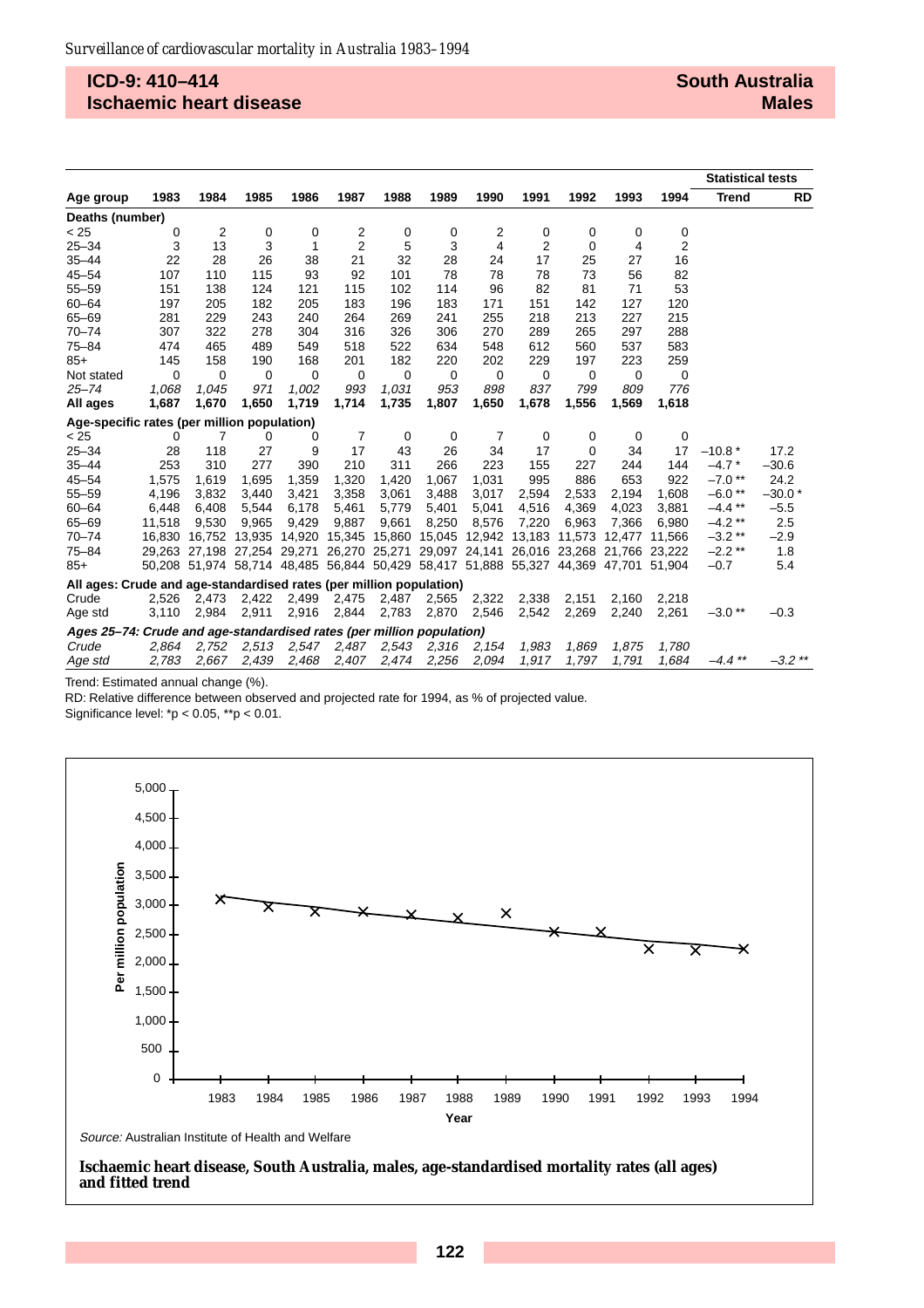## ICD-9: 410–414
## Ischaemic heart disease

## South Australia
## Males

| Age group | 1983 | 1984 | 1985 | 1986 | 1987 | 1988 | 1989 | 1990 | 1991 | 1992 | 1993 | 1994 | Statistical tests Trend | RD |
|---|---|---|---|---|---|---|---|---|---|---|---|---|---|---|
| **Deaths (number)** | | | | | | | | | | | | | | |
| < 25 | 0 | 2 | 0 | 0 | 2 | 0 | 0 | 2 | 0 | 0 | 0 | 0 | | |
| 25–34 | 3 | 13 | 3 | 1 | 2 | 5 | 3 | 4 | 2 | 0 | 4 | 2 | | |
| 35–44 | 22 | 28 | 26 | 38 | 21 | 32 | 28 | 24 | 17 | 25 | 27 | 16 | | |
| 45–54 | 107 | 110 | 115 | 93 | 92 | 101 | 78 | 78 | 78 | 73 | 56 | 82 | | |
| 55–59 | 151 | 138 | 124 | 121 | 115 | 102 | 114 | 96 | 82 | 81 | 71 | 53 | | |
| 60–64 | 197 | 205 | 182 | 205 | 183 | 196 | 183 | 171 | 151 | 142 | 127 | 120 | | |
| 65–69 | 281 | 229 | 243 | 240 | 264 | 269 | 241 | 255 | 218 | 213 | 227 | 215 | | |
| 70–74 | 307 | 322 | 278 | 304 | 316 | 326 | 306 | 270 | 289 | 265 | 297 | 288 | | |
| 75–84 | 474 | 465 | 489 | 549 | 518 | 522 | 634 | 548 | 612 | 560 | 537 | 583 | | |
| 85+ | 145 | 158 | 190 | 168 | 201 | 182 | 220 | 202 | 229 | 197 | 223 | 259 | | |
| Not stated | 0 | 0 | 0 | 0 | 0 | 0 | 0 | 0 | 0 | 0 | 0 | 0 | | |
| *25–74* | *1,068* | *1,045* | *971* | *1,002* | *993* | *1,031* | *953* | *898* | *837* | *799* | *809* | *776* | | |
| **All ages** | **1,687** | **1,670** | **1,650** | **1,719** | **1,714** | **1,735** | **1,807** | **1,650** | **1,678** | **1,556** | **1,569** | **1,618** | | |
| **Age-specific rates (per million population)** | | | | | | | | | | | | | | |
| < 25 | 0 | 7 | 0 | 0 | 7 | 0 | 0 | 7 | 0 | 0 | 0 | 0 | | |
| 25–34 | 28 | 118 | 27 | 9 | 17 | 43 | 26 | 34 | 17 | 0 | 34 | 17 | –10.8 * | 17.2 |
| 35–44 | 253 | 310 | 277 | 390 | 210 | 311 | 266 | 223 | 155 | 227 | 244 | 144 | –4.7 * | –30.6 |
| 45–54 | 1,575 | 1,619 | 1,695 | 1,359 | 1,320 | 1,420 | 1,067 | 1,031 | 995 | 886 | 653 | 922 | –7.0 ** | 24.2 |
| 55–59 | 4,196 | 3,832 | 3,440 | 3,421 | 3,358 | 3,061 | 3,488 | 3,017 | 2,594 | 2,533 | 2,194 | 1,608 | –6.0 ** | –30.0 * |
| 60–64 | 6,448 | 6,408 | 5,544 | 6,178 | 5,461 | 5,779 | 5,401 | 5,041 | 4,516 | 4,369 | 4,023 | 3,881 | –4.4 ** | –5.5 |
| 65–69 | 11,518 | 9,530 | 9,965 | 9,429 | 9,887 | 9,661 | 8,250 | 8,576 | 7,220 | 6,963 | 7,366 | 6,980 | –4.2 ** | 2.5 |
| 70–74 | 16,830 | 16,752 | 13,935 | 14,920 | 15,345 | 15,860 | 15,045 | 12,942 | 13,183 | 11,573 | 12,477 | 11,566 | –3.2 ** | –2.9 |
| 75–84 | 29,263 | 27,198 | 27,254 | 29,271 | 26,270 | 25,271 | 29,097 | 24,141 | 26,016 | 23,268 | 21,766 | 23,222 | –2.2 ** | 1.8 |
| 85+ | 50,208 | 51,974 | 58,714 | 48,485 | 56,844 | 50,429 | 58,417 | 51,888 | 55,327 | 44,369 | 47,701 | 51,904 | –0.7 | 5.4 |
| **All ages: Crude and age-standardised rates (per million population)** | | | | | | | | | | | | | | |
| Crude | 2,526 | 2,473 | 2,422 | 2,499 | 2,475 | 2,487 | 2,565 | 2,322 | 2,338 | 2,151 | 2,160 | 2,218 | | |
| Age std | 3,110 | 2,984 | 2,911 | 2,916 | 2,844 | 2,783 | 2,870 | 2,546 | 2,542 | 2,269 | 2,240 | 2,261 | –3.0 ** | –0.3 |
| ***Ages 25–74: Crude and age-standardised rates (per million population)*** | | | | | | | | | | | | | | |
| *Crude* | *2,864* | *2,752* | *2,513* | *2,547* | *2,487* | *2,543* | *2,316* | *2,154* | *1,983* | *1,869* | *1,875* | *1,780* | | |
| *Age std* | *2,783* | *2,667* | *2,439* | *2,468* | *2,407* | *2,474* | *2,256* | *2,094* | *1,917* | *1,797* | *1,791* | *1,684* | *–4.4 ** * | *–3.2 ** * |

Trend: Estimated annual change (%).

RD: Relative difference between observed and projected rate for 1994, as % of projected value.

Significance level: *p < 0.05, **p < 0.01.

*Source:* Australian Institute of Health and Welfare

**Ischaemic heart disease, South Australia, males, age-standardised mortality rates (all ages) and fitted trend**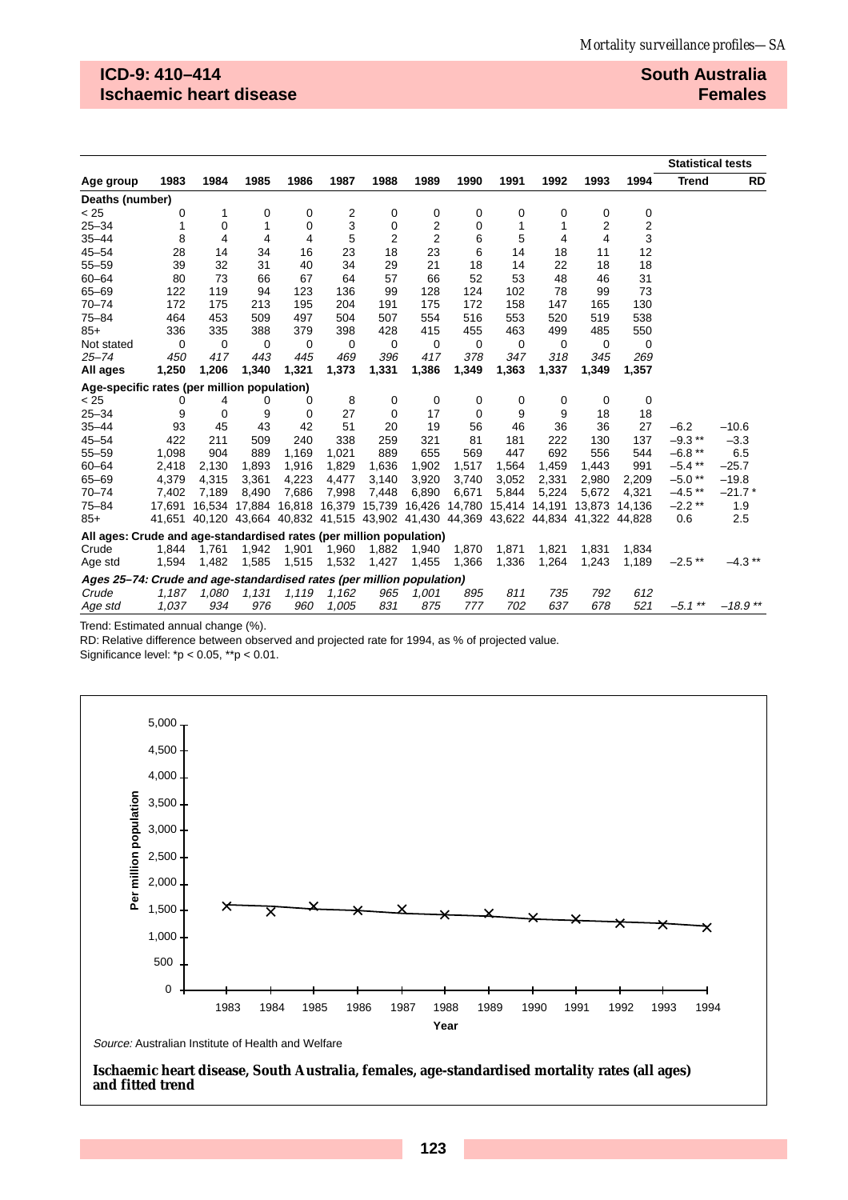## ICD-9: 410–414 Ischaemic heart disease

## South Australia Females

| Age group | 1983 | 1984 | 1985 | 1986 | 1987 | 1988 | 1989 | 1990 | 1991 | 1992 | 1993 | 1994 | Statistical tests Trend | RD |
|---|---|---|---|---|---|---|---|---|---|---|---|---|---|---|
| **Deaths (number)** | | | | | | | | | | | | | | |
| < 25 | 0 | 1 | 0 | 0 | 2 | 0 | 0 | 0 | 0 | 0 | 0 | 0 | | |
| 25–34 | 1 | 0 | 1 | 0 | 3 | 0 | 2 | 0 | 1 | 1 | 2 | 2 | | |
| 35–44 | 8 | 4 | 4 | 4 | 5 | 2 | 2 | 6 | 5 | 4 | 4 | 3 | | |
| 45–54 | 28 | 14 | 34 | 16 | 23 | 18 | 23 | 6 | 14 | 18 | 11 | 12 | | |
| 55–59 | 39 | 32 | 31 | 40 | 34 | 29 | 21 | 18 | 14 | 22 | 18 | 18 | | |
| 60–64 | 80 | 73 | 66 | 67 | 64 | 57 | 66 | 52 | 53 | 48 | 46 | 31 | | |
| 65–69 | 122 | 119 | 94 | 123 | 136 | 99 | 128 | 124 | 102 | 78 | 99 | 73 | | |
| 70–74 | 172 | 175 | 213 | 195 | 204 | 191 | 175 | 172 | 158 | 147 | 165 | 130 | | |
| 75–84 | 464 | 453 | 509 | 497 | 504 | 507 | 554 | 516 | 553 | 520 | 519 | 538 | | |
| 85+ | 336 | 335 | 388 | 379 | 398 | 428 | 415 | 455 | 463 | 499 | 485 | 550 | | |
| Not stated | 0 | 0 | 0 | 0 | 0 | 0 | 0 | 0 | 0 | 0 | 0 | 0 | | |
| *25–74* | *450* | *417* | *443* | *445* | *469* | *396* | *417* | *378* | *347* | *318* | *345* | *269* | | |
| **All ages** | **1,250** | **1,206** | **1,340** | **1,321** | **1,373** | **1,331** | **1,386** | **1,349** | **1,363** | **1,337** | **1,349** | **1,357** | | |
| **Age-specific rates (per million population)** | | | | | | | | | | | | | | |
| < 25 | 0 | 4 | 0 | 0 | 8 | 0 | 0 | 0 | 0 | 0 | 0 | 0 | | |
| 25–34 | 9 | 0 | 9 | 0 | 27 | 0 | 17 | 0 | 9 | 9 | 18 | 18 | | |
| 35–44 | 93 | 45 | 43 | 42 | 51 | 20 | 19 | 56 | 46 | 36 | 36 | 27 | –6.2 | –10.6 |
| 45–54 | 422 | 211 | 509 | 240 | 338 | 259 | 321 | 81 | 181 | 222 | 130 | 137 | –9.3 ** | –3.3 |
| 55–59 | 1,098 | 904 | 889 | 1,169 | 1,021 | 889 | 655 | 569 | 447 | 692 | 556 | 544 | –6.8 ** | 6.5 |
| 60–64 | 2,418 | 2,130 | 1,893 | 1,916 | 1,829 | 1,636 | 1,902 | 1,517 | 1,564 | 1,459 | 1,443 | 991 | –5.4 ** | –25.7 |
| 65–69 | 4,379 | 4,315 | 3,361 | 4,223 | 4,477 | 3,140 | 3,920 | 3,740 | 3,052 | 2,331 | 2,980 | 2,209 | –5.0 ** | –19.8 |
| 70–74 | 7,402 | 7,189 | 8,490 | 7,686 | 7,998 | 7,448 | 6,890 | 6,671 | 5,844 | 5,224 | 5,672 | 4,321 | –4.5 ** | –21.7 * |
| 75–84 | 17,691 | 16,534 | 17,884 | 16,818 | 16,379 | 15,739 | 16,426 | 14,780 | 15,414 | 14,191 | 13,873 | 14,136 | –2.2 ** | 1.9 |
| 85+ | 41,651 | 40,120 | 43,664 | 40,832 | 41,515 | 43,902 | 41,430 | 44,369 | 43,622 | 44,834 | 41,322 | 44,828 | 0.6 | 2.5 |
| **All ages: Crude and age-standardised rates (per million population)** | | | | | | | | | | | | | | |
| Crude | 1,844 | 1,761 | 1,942 | 1,901 | 1,960 | 1,882 | 1,940 | 1,870 | 1,871 | 1,821 | 1,831 | 1,834 | | |
| Age std | 1,594 | 1,482 | 1,585 | 1,515 | 1,532 | 1,427 | 1,455 | 1,366 | 1,336 | 1,264 | 1,243 | 1,189 | –2.5 ** | –4.3 ** |
| ***Ages 25–74: Crude and age-standardised rates (per million population)*** | | | | | | | | | | | | | | |
| *Crude* | *1,187* | *1,080* | *1,131* | *1,119* | *1,162* | *965* | *1,001* | *895* | *811* | *735* | *792* | *612* | | |
| *Age std* | *1,037* | *934* | *976* | *960* | *1,005* | *831* | *875* | *777* | *702* | *637* | *678* | *521* | *–5.1 ** | *–18.9 ** |

Trend: Estimated annual change (%).
RD: Relative difference between observed and projected rate for 1994, as % of projected value.
Significance level: *p < 0.05, **p < 0.01.

*Source:* Australian Institute of Health and Welfare

**Ischaemic heart disease, South Australia, females, age-standardised mortality rates (all ages) and fitted trend**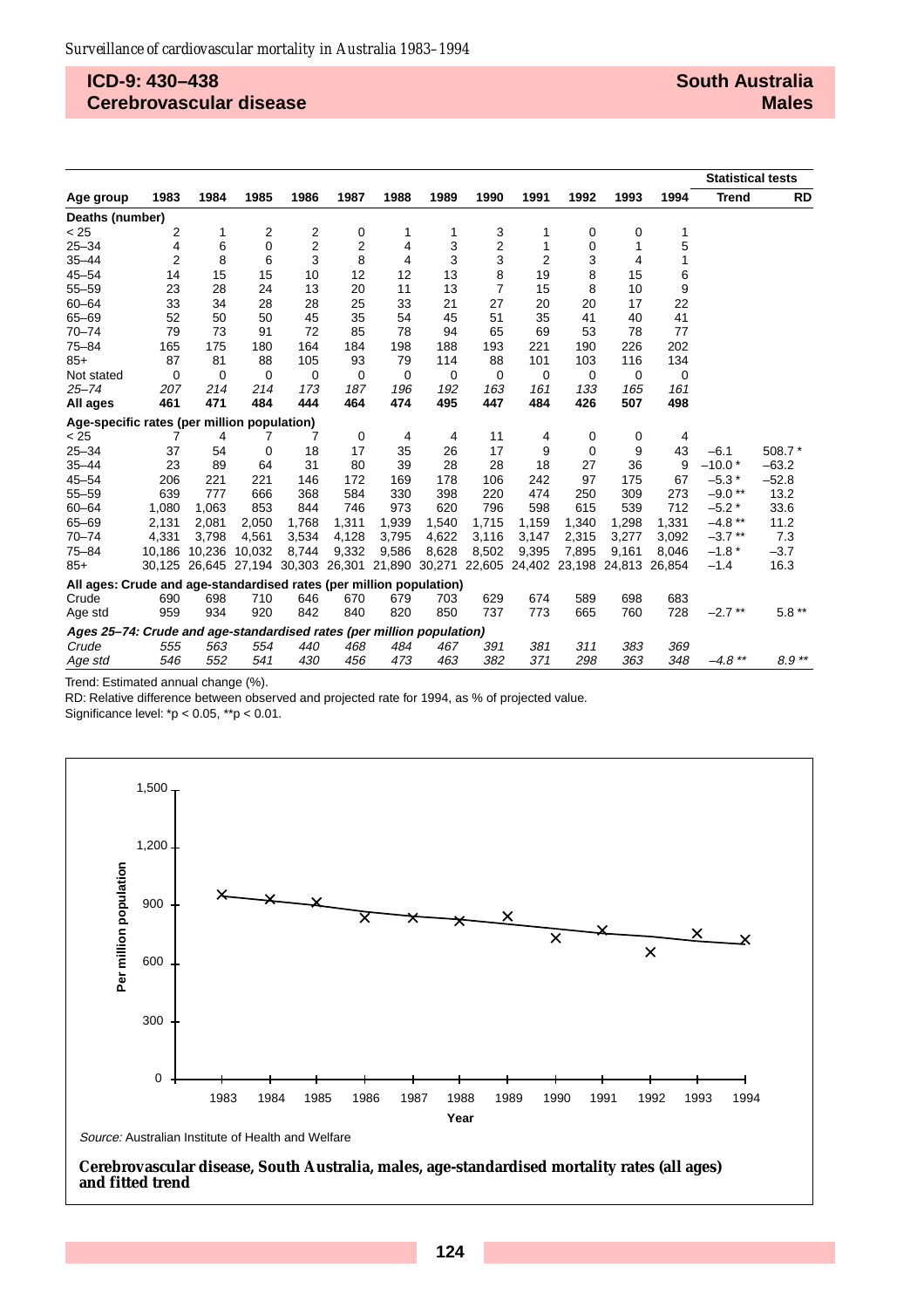## ICD-9: 430–438
## Cerebrovascular disease

## South Australia
## Males

| Age group | 1983 | 1984 | 1985 | 1986 | 1987 | 1988 | 1989 | 1990 | 1991 | 1992 | 1993 | 1994 | Statistical tests: Trend | RD |
|---|---|---|---|---|---|---|---|---|---|---|---|---|---|---|
| **Deaths (number)** | | | | | | | | | | | | | | |
| < 25 | 2 | 1 | 2 | 2 | 0 | 1 | 1 | 3 | 1 | 0 | 0 | 1 | | |
| 25–34 | 4 | 6 | 0 | 2 | 2 | 4 | 3 | 2 | 1 | 0 | 1 | 5 | | |
| 35–44 | 2 | 8 | 6 | 3 | 8 | 4 | 3 | 3 | 2 | 3 | 4 | 1 | | |
| 45–54 | 14 | 15 | 15 | 10 | 12 | 12 | 13 | 8 | 19 | 8 | 15 | 6 | | |
| 55–59 | 23 | 28 | 24 | 13 | 20 | 11 | 13 | 7 | 15 | 8 | 10 | 9 | | |
| 60–64 | 33 | 34 | 28 | 28 | 25 | 33 | 21 | 27 | 20 | 20 | 17 | 22 | | |
| 65–69 | 52 | 50 | 50 | 45 | 35 | 54 | 45 | 51 | 35 | 41 | 40 | 41 | | |
| 70–74 | 79 | 73 | 91 | 72 | 85 | 78 | 94 | 65 | 69 | 53 | 78 | 77 | | |
| 75–84 | 165 | 175 | 180 | 164 | 184 | 198 | 188 | 193 | 221 | 190 | 226 | 202 | | |
| 85+ | 87 | 81 | 88 | 105 | 93 | 79 | 114 | 88 | 101 | 103 | 116 | 134 | | |
| Not stated | 0 | 0 | 0 | 0 | 0 | 0 | 0 | 0 | 0 | 0 | 0 | 0 | | |
| *25–74* | *207* | *214* | *214* | *173* | *187* | *196* | *192* | *163* | *161* | *133* | *165* | *161* | | |
| **All ages** | **461** | **471** | **484** | **444** | **464** | **474** | **495** | **447** | **484** | **426** | **507** | **498** | | |
| **Age-specific rates (per million population)** | | | | | | | | | | | | | | |
| < 25 | 7 | 4 | 7 | 7 | 0 | 4 | 4 | 11 | 4 | 0 | 0 | 4 | | |
| 25–34 | 37 | 54 | 0 | 18 | 17 | 35 | 26 | 17 | 9 | 0 | 9 | 43 | −6.1 | 508.7 * |
| 35–44 | 23 | 89 | 64 | 31 | 80 | 39 | 28 | 28 | 18 | 27 | 36 | 9 | −10.0 * | −63.2 |
| 45–54 | 206 | 221 | 221 | 146 | 172 | 169 | 178 | 106 | 242 | 97 | 175 | 67 | −5.3 * | −52.8 |
| 55–59 | 639 | 777 | 666 | 368 | 584 | 330 | 398 | 220 | 474 | 250 | 309 | 273 | −9.0 ** | 13.2 |
| 60–64 | 1,080 | 1,063 | 853 | 844 | 746 | 973 | 620 | 796 | 598 | 615 | 539 | 712 | −5.2 * | 33.6 |
| 65–69 | 2,131 | 2,081 | 2,050 | 1,768 | 1,311 | 1,939 | 1,540 | 1,715 | 1,159 | 1,340 | 1,298 | 1,331 | −4.8 ** | 11.2 |
| 70–74 | 4,331 | 3,798 | 4,561 | 3,534 | 4,128 | 3,795 | 4,622 | 3,116 | 3,147 | 2,315 | 3,277 | 3,092 | −3.7 ** | 7.3 |
| 75–84 | 10,186 | 10,236 | 10,032 | 8,744 | 9,332 | 9,586 | 8,628 | 8,502 | 9,395 | 7,895 | 9,161 | 8,046 | −1.8 * | −3.7 |
| 85+ | 30,125 | 26,645 | 27,194 | 30,303 | 26,301 | 21,890 | 30,271 | 22,605 | 24,402 | 23,198 | 24,813 | 26,854 | −1.4 | 16.3 |
| **All ages: Crude and age-standardised rates (per million population)** | | | | | | | | | | | | | | |
| Crude | 690 | 698 | 710 | 646 | 670 | 679 | 703 | 629 | 674 | 589 | 698 | 683 | | |
| Age std | 959 | 934 | 920 | 842 | 840 | 820 | 850 | 737 | 773 | 665 | 760 | 728 | −2.7 ** | 5.8 ** |
| ***Ages 25–74: Crude and age-standardised rates (per million population)*** | | | | | | | | | | | | | | |
| *Crude* | *555* | *563* | *554* | *440* | *468* | *484* | *467* | *391* | *381* | *311* | *383* | *369* | | |
| *Age std* | *546* | *552* | *541* | *430* | *456* | *473* | *463* | *382* | *371* | *298* | *363* | *348* | *−4.8 ** * | *8.9 ** * |

Trend: Estimated annual change (%).

RD: Relative difference between observed and projected rate for 1994, as % of projected value.

Significance level: *$p < 0.05$, **$p < 0.01$.

*Source:* Australian Institute of Health and Welfare

**Cerebrovascular disease, South Australia, males, age-standardised mortality rates (all ages) and fitted trend**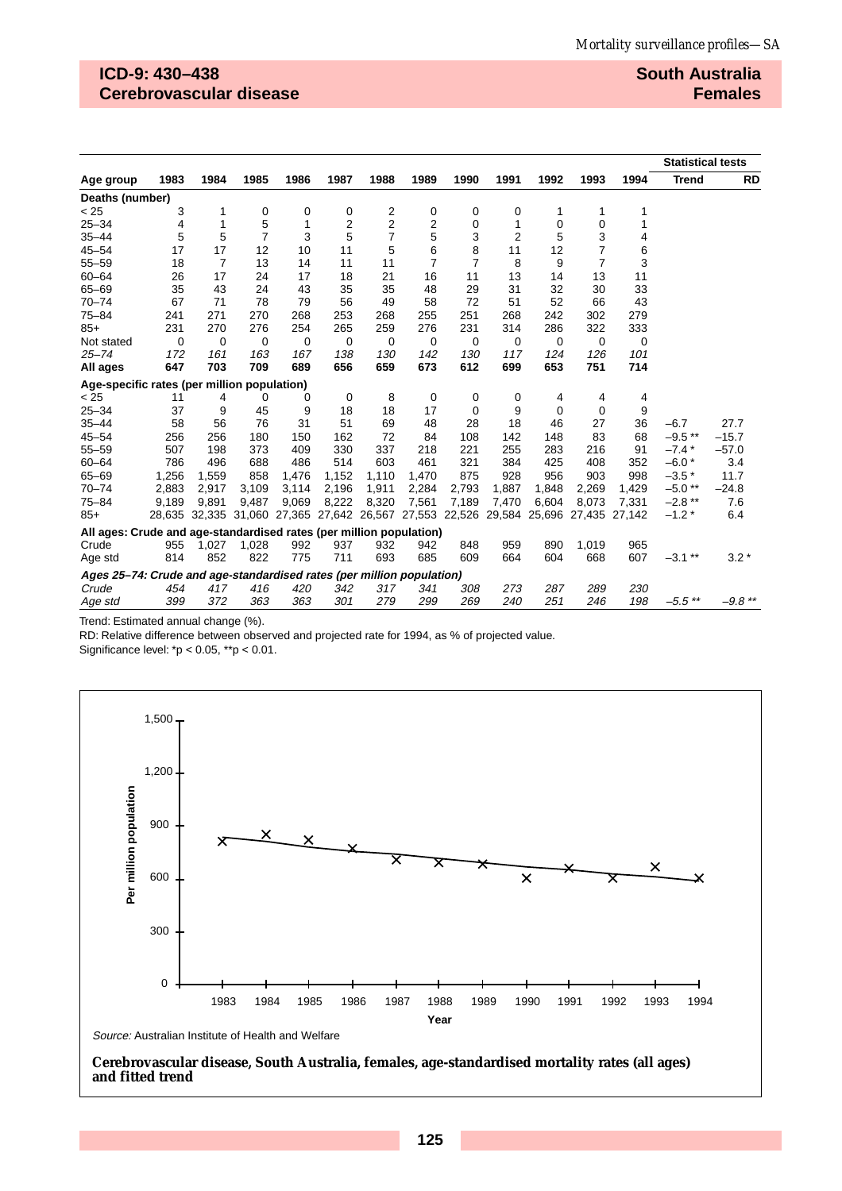## ICD-9: 430–438 Cerebrovascular disease

## South Australia Females

| Age group | 1983 | 1984 | 1985 | 1986 | 1987 | 1988 | 1989 | 1990 | 1991 | 1992 | 1993 | 1994 | Statistical tests: Trend | RD |
|---|---|---|---|---|---|---|---|---|---|---|---|---|---|---|
| **Deaths (number)** | | | | | | | | | | | | | | |
| < 25 | 3 | 1 | 0 | 0 | 0 | 2 | 0 | 0 | 0 | 1 | 1 | 1 | | |
| 25–34 | 4 | 1 | 5 | 1 | 2 | 2 | 2 | 0 | 1 | 0 | 0 | 1 | | |
| 35–44 | 5 | 5 | 7 | 3 | 5 | 7 | 5 | 3 | 2 | 5 | 3 | 4 | | |
| 45–54 | 17 | 17 | 12 | 10 | 11 | 5 | 6 | 8 | 11 | 12 | 7 | 6 | | |
| 55–59 | 18 | 7 | 13 | 14 | 11 | 11 | 7 | 7 | 8 | 9 | 7 | 3 | | |
| 60–64 | 26 | 17 | 24 | 17 | 18 | 21 | 16 | 11 | 13 | 14 | 13 | 11 | | |
| 65–69 | 35 | 43 | 24 | 43 | 35 | 35 | 48 | 29 | 31 | 32 | 30 | 33 | | |
| 70–74 | 67 | 71 | 78 | 79 | 56 | 49 | 58 | 72 | 51 | 52 | 66 | 43 | | |
| 75–84 | 241 | 271 | 270 | 268 | 253 | 268 | 255 | 251 | 268 | 242 | 302 | 279 | | |
| 85+ | 231 | 270 | 276 | 254 | 265 | 259 | 276 | 231 | 314 | 286 | 322 | 333 | | |
| Not stated | 0 | 0 | 0 | 0 | 0 | 0 | 0 | 0 | 0 | 0 | 0 | 0 | | |
| *25–74* | *172* | *161* | *163* | *167* | *138* | *130* | *142* | *130* | *117* | *124* | *126* | *101* | | |
| **All ages** | **647** | **703** | **709** | **689** | **656** | **659** | **673** | **612** | **699** | **653** | **751** | **714** | | |
| **Age-specific rates (per million population)** | | | | | | | | | | | | | | |
| < 25 | 11 | 4 | 0 | 0 | 0 | 8 | 0 | 0 | 0 | 4 | 4 | 4 | | |
| 25–34 | 37 | 9 | 45 | 9 | 18 | 18 | 17 | 0 | 9 | 0 | 0 | 9 | | |
| 35–44 | 58 | 56 | 76 | 31 | 51 | 69 | 48 | 28 | 18 | 46 | 27 | 36 | –6.7 | 27.7 |
| 45–54 | 256 | 256 | 180 | 150 | 162 | 72 | 84 | 108 | 142 | 148 | 83 | 68 | –9.5 ** | –15.7 |
| 55–59 | 507 | 198 | 373 | 409 | 330 | 337 | 218 | 221 | 255 | 283 | 216 | 91 | –7.4 * | –57.0 |
| 60–64 | 786 | 496 | 688 | 486 | 514 | 603 | 461 | 321 | 384 | 425 | 408 | 352 | –6.0 * | 3.4 |
| 65–69 | 1,256 | 1,559 | 858 | 1,476 | 1,152 | 1,110 | 1,470 | 875 | 928 | 956 | 903 | 998 | –3.5 * | 11.7 |
| 70–74 | 2,883 | 2,917 | 3,109 | 3,114 | 2,196 | 1,911 | 2,284 | 2,793 | 1,887 | 1,848 | 2,269 | 1,429 | –5.0 ** | –24.8 |
| 75–84 | 9,189 | 9,891 | 9,487 | 9,069 | 8,222 | 8,320 | 7,561 | 7,189 | 7,470 | 6,604 | 8,073 | 7,331 | –2.8 ** | 7.6 |
| 85+ | 28,635 | 32,335 | 31,060 | 27,365 | 27,642 | 26,567 | 27,553 | 22,526 | 29,584 | 25,696 | 27,435 | 27,142 | –1.2 * | 6.4 |
| **All ages: Crude and age-standardised rates (per million population)** | | | | | | | | | | | | | | |
| Crude | 955 | 1,027 | 1,028 | 992 | 937 | 932 | 942 | 848 | 959 | 890 | 1,019 | 965 | | |
| Age std | 814 | 852 | 822 | 775 | 711 | 693 | 685 | 609 | 664 | 604 | 668 | 607 | –3.1 ** | 3.2 * |
| ***Ages 25–74: Crude and age-standardised rates (per million population)*** | | | | | | | | | | | | | | |
| *Crude* | *454* | *417* | *416* | *420* | *342* | *317* | *341* | *308* | *273* | *287* | *289* | *230* | | |
| *Age std* | *399* | *372* | *363* | *363* | *301* | *279* | *299* | *269* | *240* | *251* | *246* | *198* | *–5.5 ** * | *–9.8 ** * |

Trend: Estimated annual change (%).

RD: Relative difference between observed and projected rate for 1994, as % of projected value.

Significance level: *p < 0.05, **p < 0.01.

*Source:* Australian Institute of Health and Welfare

**Cerebrovascular disease, South Australia, females, age-standardised mortality rates (all ages) and fitted trend**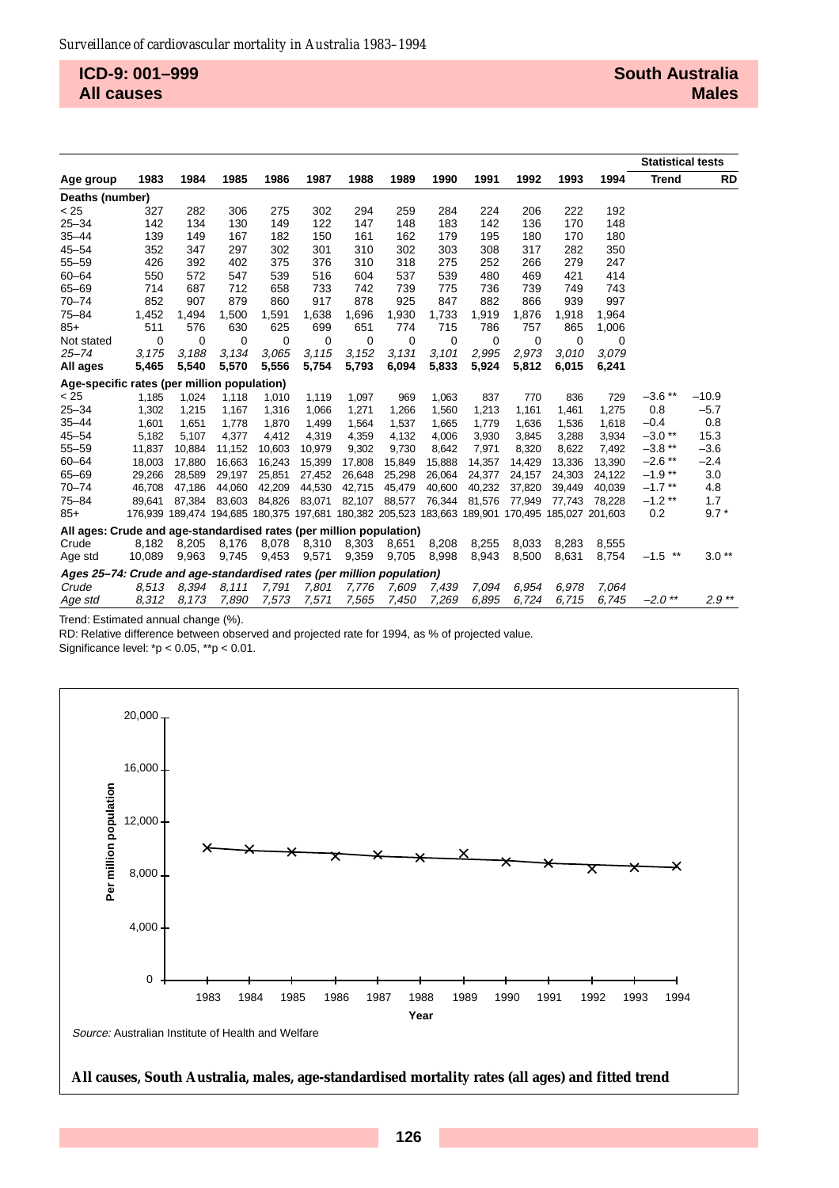**ICD-9: 001–999**
**All causes**

**South Australia**
**Males**

| Age group | 1983 | 1984 | 1985 | 1986 | 1987 | 1988 | 1989 | 1990 | 1991 | 1992 | 1993 | 1994 | Statistical tests: Trend | RD |
|---|---|---|---|---|---|---|---|---|---|---|---|---|---|---|
| **Deaths (number)** | | | | | | | | | | | | | | |
| < 25 | 327 | 282 | 306 | 275 | 302 | 294 | 259 | 284 | 224 | 206 | 222 | 192 | | |
| 25–34 | 142 | 134 | 130 | 149 | 122 | 147 | 148 | 183 | 142 | 136 | 170 | 148 | | |
| 35–44 | 139 | 149 | 167 | 182 | 150 | 161 | 162 | 179 | 195 | 180 | 170 | 180 | | |
| 45–54 | 352 | 347 | 297 | 302 | 301 | 310 | 302 | 303 | 308 | 317 | 282 | 350 | | |
| 55–59 | 426 | 392 | 402 | 375 | 376 | 310 | 318 | 275 | 252 | 266 | 279 | 247 | | |
| 60–64 | 550 | 572 | 547 | 539 | 516 | 604 | 537 | 539 | 480 | 469 | 421 | 414 | | |
| 65–69 | 714 | 687 | 712 | 658 | 733 | 742 | 739 | 775 | 736 | 739 | 749 | 743 | | |
| 70–74 | 852 | 907 | 879 | 860 | 917 | 878 | 925 | 847 | 882 | 866 | 939 | 997 | | |
| 75–84 | 1,452 | 1,494 | 1,500 | 1,591 | 1,638 | 1,696 | 1,930 | 1,733 | 1,919 | 1,876 | 1,918 | 1,964 | | |
| 85+ | 511 | 576 | 630 | 625 | 699 | 651 | 774 | 715 | 786 | 757 | 865 | 1,006 | | |
| Not stated | 0 | 0 | 0 | 0 | 0 | 0 | 0 | 0 | 0 | 0 | 0 | 0 | | |
| *25–74* | *3,175* | *3,188* | *3,134* | *3,065* | *3,115* | *3,152* | *3,131* | *3,101* | *2,995* | *2,973* | *3,010* | *3,079* | | |
| **All ages** | **5,465** | **5,540** | **5,570** | **5,556** | **5,754** | **5,793** | **6,094** | **5,833** | **5,924** | **5,812** | **6,015** | **6,241** | | |
| **Age-specific rates (per million population)** | | | | | | | | | | | | | | |
| < 25 | 1,185 | 1,024 | 1,118 | 1,010 | 1,119 | 1,097 | 969 | 1,063 | 837 | 770 | 836 | 729 | –3.6 ** | –10.9 |
| 25–34 | 1,302 | 1,215 | 1,167 | 1,316 | 1,066 | 1,271 | 1,266 | 1,560 | 1,213 | 1,161 | 1,461 | 1,275 | 0.8 | –5.7 |
| 35–44 | 1,601 | 1,651 | 1,778 | 1,870 | 1,499 | 1,564 | 1,537 | 1,665 | 1,779 | 1,636 | 1,536 | 1,618 | –0.4 | 0.8 |
| 45–54 | 5,182 | 5,107 | 4,377 | 4,412 | 4,319 | 4,359 | 4,132 | 4,006 | 3,930 | 3,845 | 3,288 | 3,934 | –3.0 ** | 15.3 |
| 55–59 | 11,837 | 10,884 | 11,152 | 10,603 | 10,979 | 9,302 | 9,730 | 8,642 | 7,971 | 8,320 | 8,622 | 7,492 | –3.8 ** | –3.6 |
| 60–64 | 18,003 | 17,880 | 16,663 | 16,243 | 15,399 | 17,808 | 15,849 | 15,888 | 14,357 | 14,429 | 13,336 | 13,390 | –2.6 ** | –2.4 |
| 65–69 | 29,266 | 28,589 | 29,197 | 25,851 | 27,452 | 26,648 | 25,298 | 26,064 | 24,377 | 24,157 | 24,303 | 24,122 | –1.9 ** | 3.0 |
| 70–74 | 46,708 | 47,186 | 44,060 | 42,209 | 44,530 | 42,715 | 45,479 | 40,600 | 40,232 | 37,820 | 39,449 | 40,039 | –1.7 ** | 4.8 |
| 75–84 | 89,641 | 87,384 | 83,603 | 84,826 | 83,071 | 82,107 | 88,577 | 76,344 | 81,576 | 77,949 | 77,743 | 78,228 | –1.2 ** | 1.7 |
| 85+ | 176,939 | 189,474 | 194,685 | 180,375 | 197,681 | 180,382 | 205,523 | 183,663 | 189,901 | 170,495 | 185,027 | 201,603 | 0.2 | 9.7 * |
| **All ages: Crude and age-standardised rates (per million population)** | | | | | | | | | | | | | | |
| Crude | 8,182 | 8,205 | 8,176 | 8,078 | 8,310 | 8,303 | 8,651 | 8,208 | 8,255 | 8,033 | 8,283 | 8,555 | | |
| Age std | 10,089 | 9,963 | 9,745 | 9,453 | 9,571 | 9,359 | 9,705 | 8,998 | 8,943 | 8,500 | 8,631 | 8,754 | –1.5 ** | 3.0 ** |
| ***Ages 25–74: Crude and age-standardised rates (per million population)*** | | | | | | | | | | | | | | |
| *Crude* | *8,513* | *8,394* | *8,111* | *7,791* | *7,801* | *7,776* | *7,609* | *7,439* | *7,094* | *6,954* | *6,978* | *7,064* | | |
| *Age std* | *8,312* | *8,173* | *7,890* | *7,573* | *7,571* | *7,565* | *7,450* | *7,269* | *6,895* | *6,724* | *6,715* | *6,745* | *–2.0 ** * | *2.9 ** * |

Trend: Estimated annual change (%).

RD: Relative difference between observed and projected rate for 1994, as % of projected value.

Significance level: *p < 0.05, **p < 0.01.

*Source:* Australian Institute of Health and Welfare

**All causes, South Australia, males, age-standardised mortality rates (all ages) and fitted trend**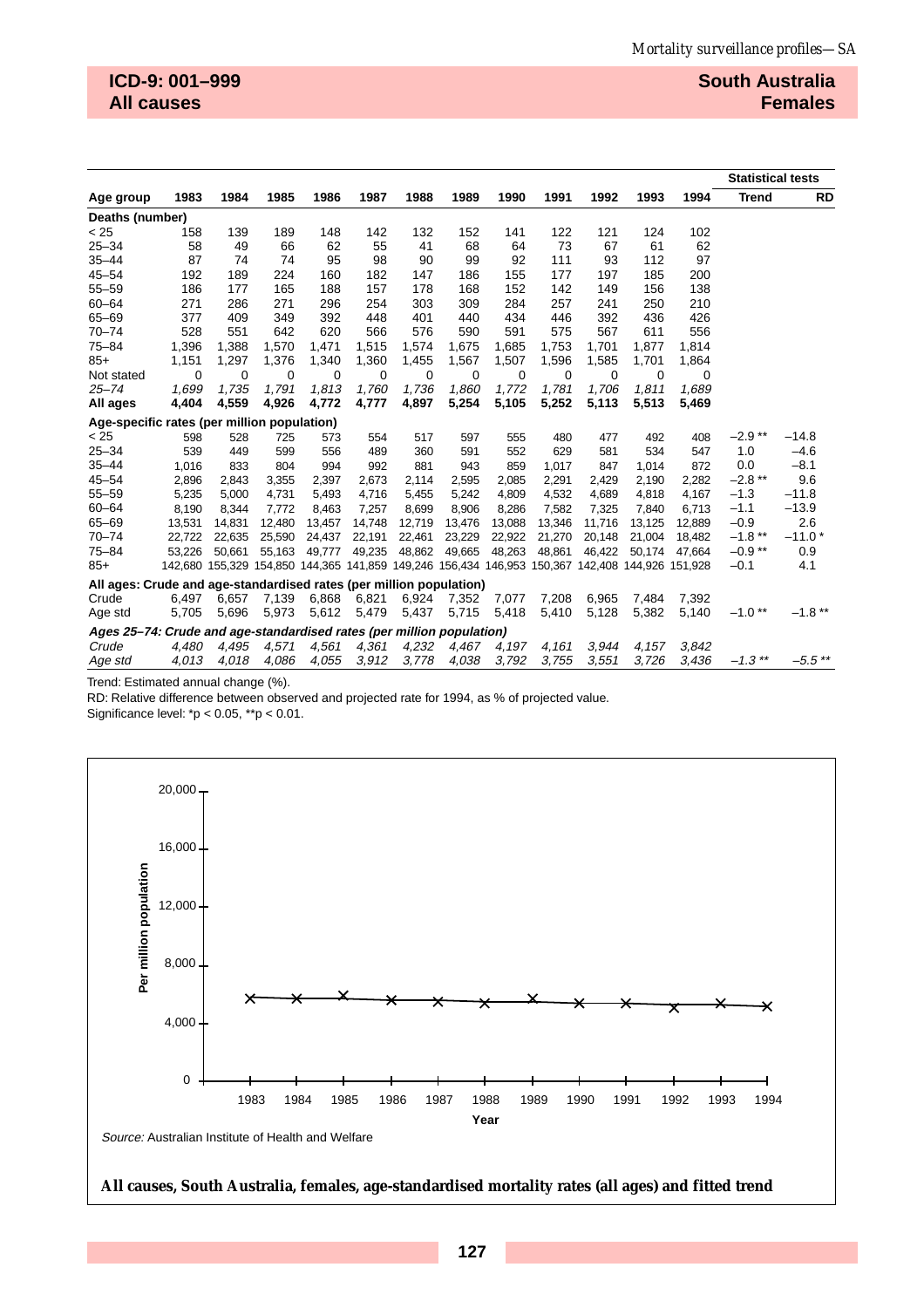## ICD-9: 001–999
## All causes

## South Australia
## Females

| Age group | 1983 | 1984 | 1985 | 1986 | 1987 | 1988 | 1989 | 1990 | 1991 | 1992 | 1993 | 1994 | Statistical tests: Trend | RD |
|---|---|---|---|---|---|---|---|---|---|---|---|---|---|---|
| **Deaths (number)** | | | | | | | | | | | | | | |
| < 25 | 158 | 139 | 189 | 148 | 142 | 132 | 152 | 141 | 122 | 121 | 124 | 102 | | |
| 25–34 | 58 | 49 | 66 | 62 | 55 | 41 | 68 | 64 | 73 | 67 | 61 | 62 | | |
| 35–44 | 87 | 74 | 74 | 95 | 98 | 90 | 99 | 92 | 111 | 93 | 112 | 97 | | |
| 45–54 | 192 | 189 | 224 | 160 | 182 | 147 | 186 | 155 | 177 | 197 | 185 | 200 | | |
| 55–59 | 186 | 177 | 165 | 188 | 157 | 178 | 168 | 152 | 142 | 149 | 156 | 138 | | |
| 60–64 | 271 | 286 | 271 | 296 | 254 | 303 | 309 | 284 | 257 | 241 | 250 | 210 | | |
| 65–69 | 377 | 409 | 349 | 392 | 448 | 401 | 440 | 434 | 446 | 392 | 436 | 426 | | |
| 70–74 | 528 | 551 | 642 | 620 | 566 | 576 | 590 | 591 | 575 | 567 | 611 | 556 | | |
| 75–84 | 1,396 | 1,388 | 1,570 | 1,471 | 1,515 | 1,574 | 1,675 | 1,685 | 1,753 | 1,701 | 1,877 | 1,814 | | |
| 85+ | 1,151 | 1,297 | 1,376 | 1,340 | 1,360 | 1,455 | 1,567 | 1,507 | 1,596 | 1,585 | 1,701 | 1,864 | | |
| Not stated | 0 | 0 | 0 | 0 | 0 | 0 | 0 | 0 | 0 | 0 | 0 | 0 | | |
| *25–74* | *1,699* | *1,735* | *1,791* | *1,813* | *1,760* | *1,736* | *1,860* | *1,772* | *1,781* | *1,706* | *1,811* | *1,689* | | |
| **All ages** | **4,404** | **4,559** | **4,926** | **4,772** | **4,777** | **4,897** | **5,254** | **5,105** | **5,252** | **5,113** | **5,513** | **5,469** | | |
| **Age-specific rates (per million population)** | | | | | | | | | | | | | | |
| < 25 | 598 | 528 | 725 | 573 | 554 | 517 | 597 | 555 | 480 | 477 | 492 | 408 | –2.9 ** | –14.8 |
| 25–34 | 539 | 449 | 599 | 556 | 489 | 360 | 591 | 552 | 629 | 581 | 534 | 547 | 1.0 | –4.6 |
| 35–44 | 1,016 | 833 | 804 | 994 | 992 | 881 | 943 | 859 | 1,017 | 847 | 1,014 | 872 | 0.0 | –8.1 |
| 45–54 | 2,896 | 2,843 | 3,355 | 2,397 | 2,673 | 2,114 | 2,595 | 2,085 | 2,291 | 2,429 | 2,190 | 2,282 | –2.8 ** | 9.6 |
| 55–59 | 5,235 | 5,000 | 4,731 | 5,493 | 4,716 | 5,455 | 5,242 | 4,809 | 4,532 | 4,689 | 4,818 | 4,167 | –1.3 | –11.8 |
| 60–64 | 8,190 | 8,344 | 7,772 | 8,463 | 7,257 | 8,699 | 8,906 | 8,286 | 7,582 | 7,325 | 7,840 | 6,713 | –1.1 | –13.9 |
| 65–69 | 13,531 | 14,831 | 12,480 | 13,457 | 14,748 | 12,719 | 13,476 | 13,088 | 13,346 | 11,716 | 13,125 | 12,889 | –0.9 | 2.6 |
| 70–74 | 22,722 | 22,635 | 25,590 | 24,437 | 22,191 | 22,461 | 23,229 | 22,922 | 21,270 | 20,148 | 21,004 | 18,482 | –1.8 ** | –11.0 * |
| 75–84 | 53,226 | 50,661 | 55,163 | 49,777 | 49,235 | 48,862 | 49,665 | 48,263 | 48,861 | 46,422 | 50,174 | 47,664 | –0.9 ** | 0.9 |
| 85+ | 142,680 | 155,329 | 154,850 | 144,365 | 141,859 | 149,246 | 156,434 | 146,953 | 150,367 | 142,408 | 144,926 | 151,928 | –0.1 | 4.1 |
| **All ages: Crude and age-standardised rates (per million population)** | | | | | | | | | | | | | | |
| Crude | 6,497 | 6,657 | 7,139 | 6,868 | 6,821 | 6,924 | 7,352 | 7,077 | 7,208 | 6,965 | 7,484 | 7,392 | | |
| Age std | 5,705 | 5,696 | 5,973 | 5,612 | 5,479 | 5,437 | 5,715 | 5,418 | 5,410 | 5,128 | 5,382 | 5,140 | –1.0 ** | –1.8 ** |
| ***Ages 25–74: Crude and age-standardised rates (per million population)*** | | | | | | | | | | | | | | |
| *Crude* | *4,480* | *4,495* | *4,571* | *4,561* | *4,361* | *4,232* | *4,467* | *4,197* | *4,161* | *3,944* | *4,157* | *3,842* | | |
| *Age std* | *4,013* | *4,018* | *4,086* | *4,055* | *3,912* | *3,778* | *4,038* | *3,792* | *3,755* | *3,551* | *3,726* | *3,436* | *–1.3 ** | *–5.5 ** |

Trend: Estimated annual change (%).

RD: Relative difference between observed and projected rate for 1994, as % of projected value.

Significance level: *p < 0.05, **p < 0.01.

*Source:* Australian Institute of Health and Welfare

**All causes, South Australia, females, age-standardised mortality rates (all ages) and fitted trend**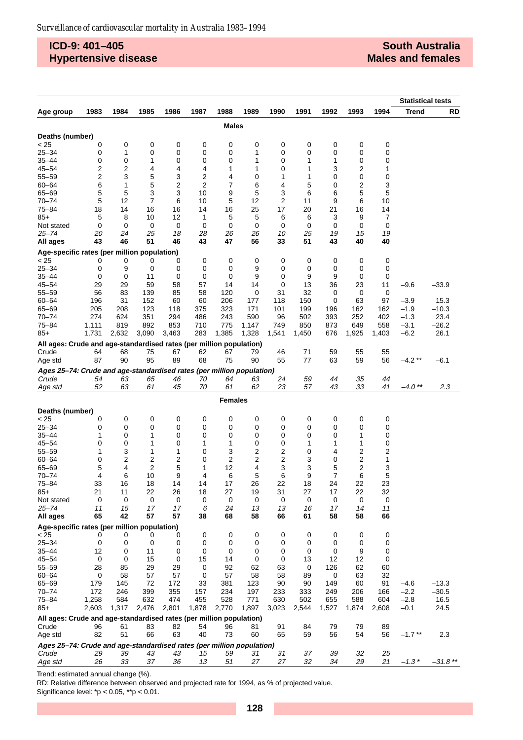## ICD-9: 401–405
## Hypertensive disease

## South Australia
## Males and females

| Age group | 1983 | 1984 | 1985 | 1986 | 1987 | 1988 | 1989 | 1990 | 1991 | 1992 | 1993 | 1994 | Statistical tests: Trend | RD |
|---|---|---|---|---|---|---|---|---|---|---|---|---|---|---|
| | | | | | | **Males** | | | | | | | | |
| **Deaths (number)** | | | | | | | | | | | | | | |
| < 25 | 0 | 0 | 0 | 0 | 0 | 0 | 0 | 0 | 0 | 0 | 0 | 0 | | |
| 25–34 | 0 | 1 | 0 | 0 | 0 | 0 | 1 | 0 | 0 | 0 | 0 | 0 | | |
| 35–44 | 0 | 0 | 1 | 0 | 0 | 0 | 1 | 0 | 1 | 1 | 0 | 0 | | |
| 45–54 | 2 | 2 | 4 | 4 | 4 | 1 | 1 | 0 | 1 | 3 | 2 | 1 | | |
| 55–59 | 2 | 3 | 5 | 3 | 2 | 4 | 0 | 1 | 1 | 0 | 0 | 0 | | |
| 60–64 | 6 | 1 | 5 | 2 | 2 | 7 | 6 | 4 | 5 | 0 | 2 | 3 | | |
| 65–69 | 5 | 5 | 3 | 3 | 10 | 9 | 5 | 3 | 6 | 6 | 5 | 5 | | |
| 70–74 | 5 | 12 | 7 | 6 | 10 | 5 | 12 | 2 | 11 | 9 | 6 | 10 | | |
| 75–84 | 18 | 14 | 16 | 16 | 14 | 16 | 25 | 17 | 20 | 21 | 16 | 14 | | |
| 85+ | 5 | 8 | 10 | 12 | 1 | 5 | 5 | 6 | 6 | 3 | 9 | 7 | | |
| Not stated | 0 | 0 | 0 | 0 | 0 | 0 | 0 | 0 | 0 | 0 | 0 | 0 | | |
| *25–74* | *20* | *24* | *25* | *18* | *28* | *26* | *26* | *10* | *25* | *19* | *15* | *19* | | |
| **All ages** | **43** | **46** | **51** | **46** | **43** | **47** | **56** | **33** | **51** | **43** | **40** | **40** | | |
| **Age-specific rates (per million population)** | | | | | | | | | | | | | | |
| < 25 | 0 | 0 | 0 | 0 | 0 | 0 | 0 | 0 | 0 | 0 | 0 | 0 | | |
| 25–34 | 0 | 9 | 0 | 0 | 0 | 0 | 9 | 0 | 0 | 0 | 0 | 0 | | |
| 35–44 | 0 | 0 | 11 | 0 | 0 | 0 | 9 | 0 | 9 | 9 | 0 | 0 | | |
| 45–54 | 29 | 29 | 59 | 58 | 57 | 14 | 14 | 0 | 13 | 36 | 23 | 11 | –9.6 | –33.9 |
| 55–59 | 56 | 83 | 139 | 85 | 58 | 120 | 0 | 31 | 32 | 0 | 0 | 0 | | |
| 60–64 | 196 | 31 | 152 | 60 | 60 | 206 | 177 | 118 | 150 | 0 | 63 | 97 | –3.9 | 15.3 |
| 65–69 | 205 | 208 | 123 | 118 | 375 | 323 | 171 | 101 | 199 | 196 | 162 | 162 | –1.9 | –10.3 |
| 70–74 | 274 | 624 | 351 | 294 | 486 | 243 | 590 | 96 | 502 | 393 | 252 | 402 | –1.3 | 23.4 |
| 75–84 | 1,111 | 819 | 892 | 853 | 710 | 775 | 1,147 | 749 | 850 | 873 | 649 | 558 | –3.1 | –26.2 |
| 85+ | 1,731 | 2,632 | 3,090 | 3,463 | 283 | 1,385 | 1,328 | 1,541 | 1,450 | 676 | 1,925 | 1,403 | –6.2 | 26.1 |
| **All ages: Crude and age-standardised rates (per million population)** | | | | | | | | | | | | | | |
| Crude | 64 | 68 | 75 | 67 | 62 | 67 | 79 | 46 | 71 | 59 | 55 | 55 | | |
| Age std | 87 | 90 | 95 | 89 | 68 | 75 | 90 | 55 | 77 | 63 | 59 | 56 | –4.2 ** | –6.1 |
| ***Ages 25–74: Crude and age-standardised rates (per million population)*** | | | | | | | | | | | | | | |
| *Crude* | *54* | *63* | *65* | *46* | *70* | *64* | *63* | *24* | *59* | *44* | *35* | *44* | | |
| *Age std* | *52* | *63* | *61* | *45* | *70* | *61* | *62* | *23* | *57* | *43* | *33* | *41* | *–4.0 ** * | *2.3* |
| | | | | | | **Females** | | | | | | | | |
| **Deaths (number)** | | | | | | | | | | | | | | |
| < 25 | 0 | 0 | 0 | 0 | 0 | 0 | 0 | 0 | 0 | 0 | 0 | 0 | | |
| 25–34 | 0 | 0 | 0 | 0 | 0 | 0 | 0 | 0 | 0 | 0 | 0 | 0 | | |
| 35–44 | 1 | 0 | 1 | 0 | 0 | 0 | 0 | 0 | 0 | 0 | 1 | 0 | | |
| 45–54 | 0 | 0 | 1 | 0 | 1 | 1 | 0 | 0 | 1 | 1 | 1 | 0 | | |
| 55–59 | 1 | 3 | 1 | 1 | 0 | 3 | 2 | 2 | 0 | 4 | 2 | 2 | | |
| 60–64 | 0 | 2 | 2 | 2 | 0 | 2 | 2 | 2 | 3 | 0 | 2 | 1 | | |
| 65–69 | 5 | 4 | 2 | 5 | 1 | 12 | 4 | 3 | 3 | 5 | 2 | 3 | | |
| 70–74 | 4 | 6 | 10 | 9 | 4 | 6 | 5 | 6 | 9 | 7 | 6 | 5 | | |
| 75–84 | 33 | 16 | 18 | 14 | 14 | 17 | 26 | 22 | 18 | 24 | 22 | 23 | | |
| 85+ | 21 | 11 | 22 | 26 | 18 | 27 | 19 | 31 | 27 | 17 | 22 | 32 | | |
| Not stated | 0 | 0 | 0 | 0 | 0 | 0 | 0 | 0 | 0 | 0 | 0 | 0 | | |
| *25–74* | *11* | *15* | *17* | *17* | *6* | *24* | *13* | *13* | *16* | *17* | *14* | *11* | | |
| **All ages** | **65** | **42** | **57** | **57** | **38** | **68** | **58** | **66** | **61** | **58** | **58** | **66** | | |
| **Age-specific rates (per million population)** | | | | | | | | | | | | | | |
| < 25 | 0 | 0 | 0 | 0 | 0 | 0 | 0 | 0 | 0 | 0 | 0 | 0 | | |
| 25–34 | 0 | 0 | 0 | 0 | 0 | 0 | 0 | 0 | 0 | 0 | 0 | 0 | | |
| 35–44 | 12 | 0 | 11 | 0 | 0 | 0 | 0 | 0 | 0 | 0 | 9 | 0 | | |
| 45–54 | 0 | 0 | 15 | 0 | 15 | 14 | 0 | 0 | 13 | 12 | 12 | 0 | | |
| 55–59 | 28 | 85 | 29 | 29 | 0 | 92 | 62 | 63 | 0 | 126 | 62 | 60 | | |
| 60–64 | 0 | 58 | 57 | 57 | 0 | 57 | 58 | 58 | 89 | 0 | 63 | 32 | | |
| 65–69 | 179 | 145 | 72 | 172 | 33 | 381 | 123 | 90 | 90 | 149 | 60 | 91 | –4.6 | –13.3 |
| 70–74 | 172 | 246 | 399 | 355 | 157 | 234 | 197 | 233 | 333 | 249 | 206 | 166 | –2.2 | –30.5 |
| 75–84 | 1,258 | 584 | 632 | 474 | 455 | 528 | 771 | 630 | 502 | 655 | 588 | 604 | –2.8 | 16.5 |
| 85+ | 2,603 | 1,317 | 2,476 | 2,801 | 1,878 | 2,770 | 1,897 | 3,023 | 2,544 | 1,527 | 1,874 | 2,608 | –0.1 | 24.5 |
| **All ages: Crude and age-standardised rates (per million population)** | | | | | | | | | | | | | | |
| Crude | 96 | 61 | 83 | 82 | 54 | 96 | 81 | 91 | 84 | 79 | 79 | 89 | | |
| Age std | 82 | 51 | 66 | 63 | 40 | 73 | 60 | 65 | 59 | 56 | 54 | 56 | –1.7 ** | 2.3 |
| ***Ages 25–74: Crude and age-standardised rates (per million population)*** | | | | | | | | | | | | | | |
| *Crude* | *29* | *39* | *43* | *43* | *15* | *59* | *31* | *31* | *37* | *39* | *32* | *25* | | |
| *Age std* | *26* | *33* | *37* | *36* | *13* | *51* | *27* | *27* | *32* | *34* | *29* | *21* | *–1.3 ** | *–31.8 ** * |

Trend: estimated annual change (%).

RD: Relative difference between observed and projected rate for 1994, as % of projected value.

Significance level: *p < 0.05, **p < 0.01.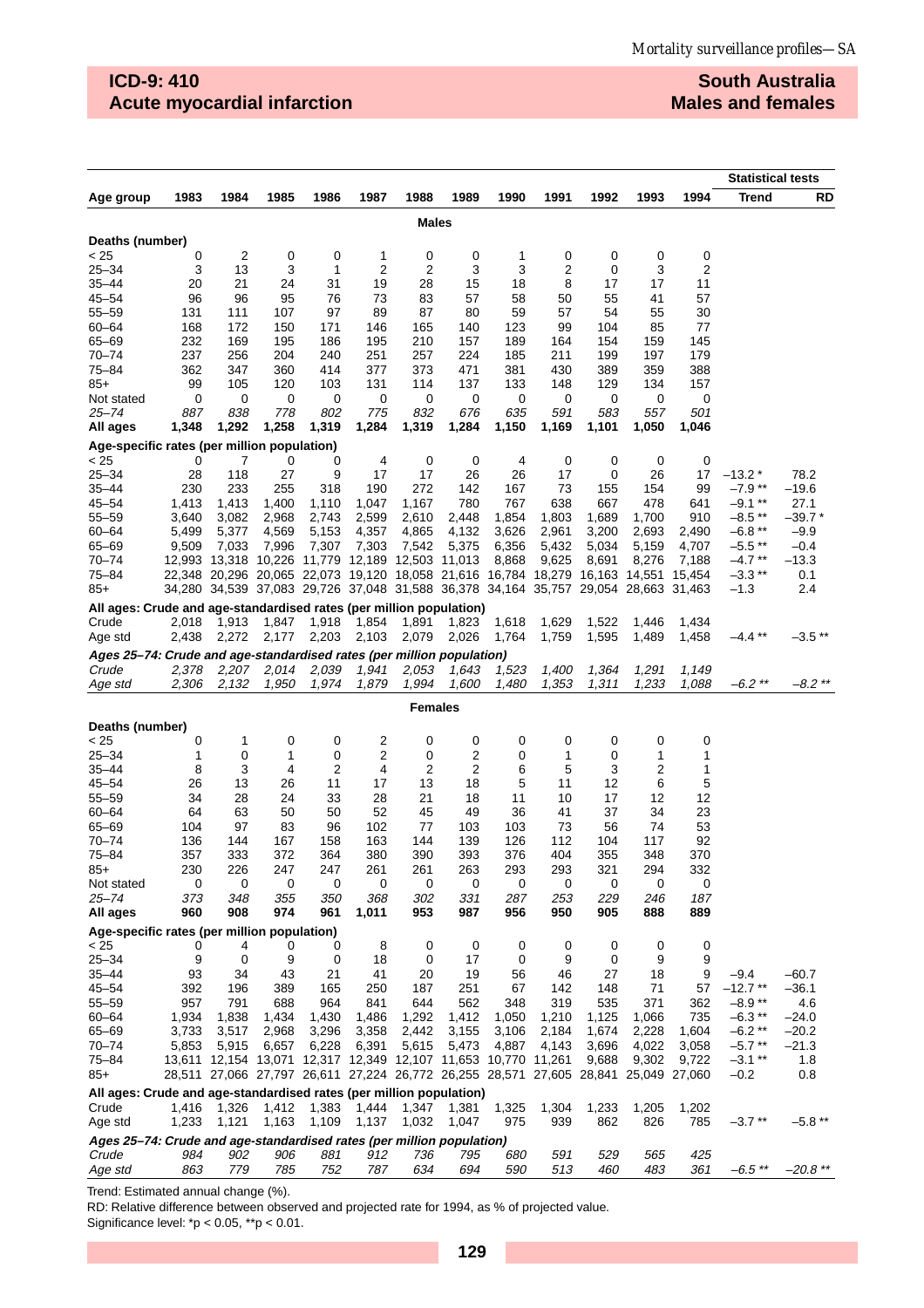## ICD-9: 410
## Acute myocardial infarction

## South Australia
## Males and females

| Age group | 1983 | 1984 | 1985 | 1986 | 1987 | 1988 | 1989 | 1990 | 1991 | 1992 | 1993 | 1994 | Statistical tests: Trend | RD |
|---|---|---|---|---|---|---|---|---|---|---|---|---|---|---|
| **Males** | | | | | | | | | | | | | | |
| **Deaths (number)** | | | | | | | | | | | | | | |
| < 25 | 0 | 2 | 0 | 0 | 1 | 0 | 0 | 1 | 0 | 0 | 0 | 0 | | |
| 25–34 | 3 | 13 | 3 | 1 | 2 | 2 | 3 | 3 | 2 | 0 | 3 | 2 | | |
| 35–44 | 20 | 21 | 24 | 31 | 19 | 28 | 15 | 18 | 8 | 17 | 17 | 11 | | |
| 45–54 | 96 | 96 | 95 | 76 | 73 | 83 | 57 | 58 | 50 | 55 | 41 | 57 | | |
| 55–59 | 131 | 111 | 107 | 97 | 89 | 87 | 80 | 59 | 57 | 54 | 55 | 30 | | |
| 60–64 | 168 | 172 | 150 | 171 | 146 | 165 | 140 | 123 | 99 | 104 | 85 | 77 | | |
| 65–69 | 232 | 169 | 195 | 186 | 195 | 210 | 157 | 189 | 164 | 154 | 159 | 145 | | |
| 70–74 | 237 | 256 | 204 | 240 | 251 | 257 | 224 | 185 | 211 | 199 | 197 | 179 | | |
| 75–84 | 362 | 347 | 360 | 414 | 377 | 373 | 471 | 381 | 430 | 389 | 359 | 388 | | |
| 85+ | 99 | 105 | 120 | 103 | 131 | 114 | 137 | 133 | 148 | 129 | 134 | 157 | | |
| Not stated | 0 | 0 | 0 | 0 | 0 | 0 | 0 | 0 | 0 | 0 | 0 | 0 | | |
| *25–74* | *887* | *838* | *778* | *802* | *775* | *832* | *676* | *635* | *591* | *583* | *557* | *501* | | |
| **All ages** | **1,348** | **1,292** | **1,258** | **1,319** | **1,284** | **1,319** | **1,284** | **1,150** | **1,169** | **1,101** | **1,050** | **1,046** | | |
| **Age-specific rates (per million population)** | | | | | | | | | | | | | | |
| < 25 | 0 | 7 | 0 | 0 | 4 | 0 | 0 | 4 | 0 | 0 | 0 | 0 | | |
| 25–34 | 28 | 118 | 27 | 9 | 17 | 17 | 26 | 26 | 17 | 0 | 26 | 17 | –13.2 * | 78.2 |
| 35–44 | 230 | 233 | 255 | 318 | 190 | 272 | 142 | 167 | 73 | 155 | 154 | 99 | –7.9 ** | –19.6 |
| 45–54 | 1,413 | 1,413 | 1,400 | 1,110 | 1,047 | 1,167 | 780 | 767 | 638 | 667 | 478 | 641 | –9.1 ** | 27.1 |
| 55–59 | 3,640 | 3,082 | 2,968 | 2,743 | 2,599 | 2,610 | 2,448 | 1,854 | 1,803 | 1,689 | 1,700 | 910 | –8.5 ** | –39.7 * |
| 60–64 | 5,499 | 5,377 | 4,569 | 5,153 | 4,357 | 4,865 | 4,132 | 3,626 | 2,961 | 3,200 | 2,693 | 2,490 | –6.8 ** | –9.9 |
| 65–69 | 9,509 | 7,033 | 7,996 | 7,307 | 7,303 | 7,542 | 5,375 | 6,356 | 5,432 | 5,034 | 5,159 | 4,707 | –5.5 ** | –0.4 |
| 70–74 | 12,993 | 13,318 | 10,226 | 11,779 | 12,189 | 12,503 | 11,013 | 8,868 | 9,625 | 8,691 | 8,276 | 7,188 | –4.7 ** | –13.3 |
| 75–84 | 22,348 | 20,296 | 20,065 | 22,073 | 19,120 | 18,058 | 21,616 | 16,784 | 18,279 | 16,163 | 14,551 | 15,454 | –3.3 ** | 0.1 |
| 85+ | 34,280 | 34,539 | 37,083 | 29,726 | 37,048 | 31,588 | 36,378 | 34,164 | 35,757 | 29,054 | 28,663 | 31,463 | –1.3 | 2.4 |
| **All ages: Crude and age-standardised rates (per million population)** | | | | | | | | | | | | | | |
| Crude | 2,018 | 1,913 | 1,847 | 1,918 | 1,854 | 1,891 | 1,823 | 1,618 | 1,629 | 1,522 | 1,446 | 1,434 | | |
| Age std | 2,438 | 2,272 | 2,177 | 2,203 | 2,103 | 2,079 | 2,026 | 1,764 | 1,759 | 1,595 | 1,489 | 1,458 | –4.4 ** | –3.5 ** |
| ***Ages 25–74: Crude and age-standardised rates (per million population)*** | | | | | | | | | | | | | | |
| *Crude* | *2,378* | *2,207* | *2,014* | *2,039* | *1,941* | *2,053* | *1,643* | *1,523* | *1,400* | *1,364* | *1,291* | *1,149* | | |
| *Age std* | *2,306* | *2,132* | *1,950* | *1,974* | *1,879* | *1,994* | *1,600* | *1,480* | *1,353* | *1,311* | *1,233* | *1,088* | *–6.2 ** | *–8.2 ** |
| **Females** | | | | | | | | | | | | | | |
| **Deaths (number)** | | | | | | | | | | | | | | |
| < 25 | 0 | 1 | 0 | 0 | 2 | 0 | 0 | 0 | 0 | 0 | 0 | 0 | | |
| 25–34 | 1 | 0 | 1 | 0 | 2 | 0 | 2 | 0 | 1 | 0 | 1 | 1 | | |
| 35–44 | 8 | 3 | 4 | 2 | 4 | 2 | 2 | 6 | 5 | 3 | 2 | 1 | | |
| 45–54 | 26 | 13 | 26 | 11 | 17 | 13 | 18 | 5 | 11 | 12 | 6 | 5 | | |
| 55–59 | 34 | 28 | 24 | 33 | 28 | 21 | 18 | 11 | 10 | 17 | 12 | 12 | | |
| 60–64 | 64 | 63 | 50 | 50 | 52 | 45 | 49 | 36 | 41 | 37 | 34 | 23 | | |
| 65–69 | 104 | 97 | 83 | 96 | 102 | 77 | 103 | 103 | 73 | 56 | 74 | 53 | | |
| 70–74 | 136 | 144 | 167 | 158 | 163 | 144 | 139 | 126 | 112 | 104 | 117 | 92 | | |
| 75–84 | 357 | 333 | 372 | 364 | 380 | 390 | 393 | 376 | 404 | 355 | 348 | 370 | | |
| 85+ | 230 | 226 | 247 | 247 | 261 | 261 | 263 | 293 | 293 | 321 | 294 | 332 | | |
| Not stated | 0 | 0 | 0 | 0 | 0 | 0 | 0 | 0 | 0 | 0 | 0 | 0 | | |
| *25–74* | *373* | *348* | *355* | *350* | *368* | *302* | *331* | *287* | *253* | *229* | *246* | *187* | | |
| **All ages** | **960** | **908** | **974** | **961** | **1,011** | **953** | **987** | **956** | **950** | **905** | **888** | **889** | | |
| **Age-specific rates (per million population)** | | | | | | | | | | | | | | |
| < 25 | 0 | 4 | 0 | 0 | 8 | 0 | 0 | 0 | 0 | 0 | 0 | 0 | | |
| 25–34 | 9 | 0 | 9 | 0 | 18 | 0 | 17 | 0 | 9 | 0 | 9 | 9 | | |
| 35–44 | 93 | 34 | 43 | 21 | 41 | 20 | 19 | 56 | 46 | 27 | 18 | 9 | –9.4 | –60.7 |
| 45–54 | 392 | 196 | 389 | 165 | 250 | 187 | 251 | 67 | 142 | 148 | 71 | 57 | –12.7 ** | –36.1 |
| 55–59 | 957 | 791 | 688 | 964 | 841 | 644 | 562 | 348 | 319 | 535 | 371 | 362 | –8.9 ** | 4.6 |
| 60–64 | 1,934 | 1,838 | 1,434 | 1,430 | 1,486 | 1,292 | 1,412 | 1,050 | 1,210 | 1,125 | 1,066 | 735 | –6.3 ** | –24.0 |
| 65–69 | 3,733 | 3,517 | 2,968 | 3,296 | 3,358 | 2,442 | 3,155 | 3,106 | 2,184 | 1,674 | 2,228 | 1,604 | –6.2 ** | –20.2 |
| 70–74 | 5,853 | 5,915 | 6,657 | 6,228 | 6,391 | 5,615 | 5,473 | 4,887 | 4,143 | 3,696 | 4,022 | 3,058 | –5.7 ** | –21.3 |
| 75–84 | 13,611 | 12,154 | 13,071 | 12,317 | 12,349 | 12,107 | 11,653 | 10,770 | 11,261 | 9,688 | 9,302 | 9,722 | –3.1 ** | 1.8 |
| 85+ | 28,511 | 27,066 | 27,797 | 26,611 | 27,224 | 26,772 | 26,255 | 28,571 | 27,605 | 28,841 | 25,049 | 27,060 | –0.2 | 0.8 |
| **All ages: Crude and age-standardised rates (per million population)** | | | | | | | | | | | | | | |
| Crude | 1,416 | 1,326 | 1,412 | 1,383 | 1,444 | 1,347 | 1,381 | 1,325 | 1,304 | 1,233 | 1,205 | 1,202 | | |
| Age std | 1,233 | 1,121 | 1,163 | 1,109 | 1,137 | 1,032 | 1,047 | 975 | 939 | 862 | 826 | 785 | –3.7 ** | –5.8 ** |
| ***Ages 25–74: Crude and age-standardised rates (per million population)*** | | | | | | | | | | | | | | |
| *Crude* | *984* | *902* | *906* | *881* | *912* | *736* | *795* | *680* | *591* | *529* | *565* | *425* | | |
| *Age std* | *863* | *779* | *785* | *752* | *787* | *634* | *694* | *590* | *513* | *460* | *483* | *361* | *–6.5 ** | *–20.8 ** |

Trend: Estimated annual change (%).

RD: Relative difference between observed and projected rate for 1994, as % of projected value.

Significance level: *p < 0.05, **p < 0.01.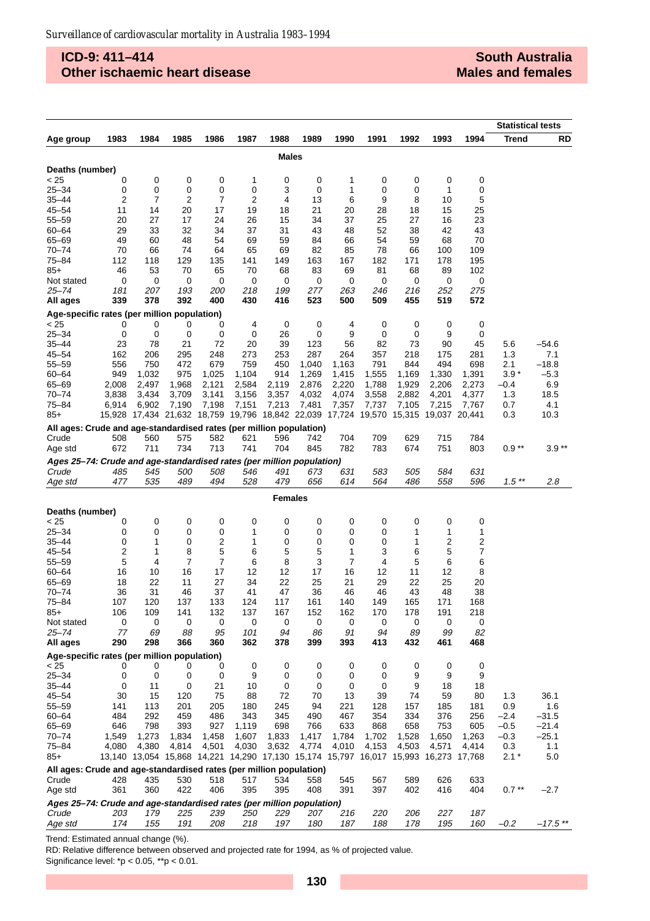## ICD-9: 411–414
## Other ischaemic heart disease

## South Australia
## Males and females

| Age group | 1983 | 1984 | 1985 | 1986 | 1987 | 1988 | 1989 | 1990 | 1991 | 1992 | 1993 | 1994 | Statistical tests: Trend | RD |
|---|---|---|---|---|---|---|---|---|---|---|---|---|---|---|
| **Males** | | | | | | | | | | | | | | |
| **Deaths (number)** | | | | | | | | | | | | | | |
| < 25 | 0 | 0 | 0 | 0 | 1 | 0 | 0 | 1 | 0 | 0 | 0 | 0 | | |
| 25–34 | 0 | 0 | 0 | 0 | 0 | 3 | 0 | 1 | 0 | 0 | 1 | 0 | | |
| 35–44 | 2 | 7 | 2 | 7 | 2 | 4 | 13 | 6 | 9 | 8 | 10 | 5 | | |
| 45–54 | 11 | 14 | 20 | 17 | 19 | 18 | 21 | 20 | 28 | 18 | 15 | 25 | | |
| 55–59 | 20 | 27 | 17 | 24 | 26 | 15 | 34 | 37 | 25 | 27 | 16 | 23 | | |
| 60–64 | 29 | 33 | 32 | 34 | 37 | 31 | 43 | 48 | 52 | 38 | 42 | 43 | | |
| 65–69 | 49 | 60 | 48 | 54 | 69 | 59 | 84 | 66 | 54 | 59 | 68 | 70 | | |
| 70–74 | 70 | 66 | 74 | 64 | 65 | 69 | 82 | 85 | 78 | 66 | 100 | 109 | | |
| 75–84 | 112 | 118 | 129 | 135 | 141 | 149 | 163 | 167 | 182 | 171 | 178 | 195 | | |
| 85+ | 46 | 53 | 70 | 65 | 70 | 68 | 83 | 69 | 81 | 68 | 89 | 102 | | |
| Not stated | 0 | 0 | 0 | 0 | 0 | 0 | 0 | 0 | 0 | 0 | 0 | 0 | | |
| *25–74* | *181* | *207* | *193* | *200* | *218* | *199* | *277* | *263* | *246* | *216* | *252* | *275* | | |
| **All ages** | **339** | **378** | **392** | **400** | **430** | **416** | **523** | **500** | **509** | **455** | **519** | **572** | | |
| **Age-specific rates (per million population)** | | | | | | | | | | | | | | |
| < 25 | 0 | 0 | 0 | 0 | 4 | 0 | 0 | 4 | 0 | 0 | 0 | 0 | | |
| 25–34 | 0 | 0 | 0 | 0 | 0 | 26 | 0 | 9 | 0 | 0 | 9 | 0 | | |
| 35–44 | 23 | 78 | 21 | 72 | 20 | 39 | 123 | 56 | 82 | 73 | 90 | 45 | 5.6 | –54.6 |
| 45–54 | 162 | 206 | 295 | 248 | 273 | 253 | 287 | 264 | 357 | 218 | 175 | 281 | 1.3 | 7.1 |
| 55–59 | 556 | 750 | 472 | 679 | 759 | 450 | 1,040 | 1,163 | 791 | 844 | 494 | 698 | 2.1 | –18.8 |
| 60–64 | 949 | 1,032 | 975 | 1,025 | 1,104 | 914 | 1,269 | 1,415 | 1,555 | 1,169 | 1,330 | 1,391 | 3.9 * | –5.3 |
| 65–69 | 2,008 | 2,497 | 1,968 | 2,121 | 2,584 | 2,119 | 2,876 | 2,220 | 1,788 | 1,929 | 2,206 | 2,273 | –0.4 | 6.9 |
| 70–74 | 3,838 | 3,434 | 3,709 | 3,141 | 3,156 | 3,357 | 4,032 | 4,074 | 3,558 | 2,882 | 4,201 | 4,377 | 1.3 | 18.5 |
| 75–84 | 6,914 | 6,902 | 7,190 | 7,198 | 7,151 | 7,213 | 7,481 | 7,357 | 7,737 | 7,105 | 7,215 | 7,767 | 0.7 | 4.1 |
| 85+ | 15,928 | 17,434 | 21,632 | 18,759 | 19,796 | 18,842 | 22,039 | 17,724 | 19,570 | 15,315 | 19,037 | 20,441 | 0.3 | 10.3 |
| **All ages: Crude and age-standardised rates (per million population)** | | | | | | | | | | | | | | |
| Crude | 508 | 560 | 575 | 582 | 621 | 596 | 742 | 704 | 709 | 629 | 715 | 784 | | |
| Age std | 672 | 711 | 734 | 713 | 741 | 704 | 845 | 782 | 783 | 674 | 751 | 803 | 0.9 ** | 3.9 ** |
| ***Ages 25–74: Crude and age-standardised rates (per million population)*** | | | | | | | | | | | | | | |
| *Crude* | *485* | *545* | *500* | *508* | *546* | *491* | *673* | *631* | *583* | *505* | *584* | *631* | | |
| *Age std* | *477* | *535* | *489* | *494* | *528* | *479* | *656* | *614* | *564* | *486* | *558* | *596* | *1.5 *** | *2.8* |
| **Females** | | | | | | | | | | | | | | |
| **Deaths (number)** | | | | | | | | | | | | | | |
| < 25 | 0 | 0 | 0 | 0 | 0 | 0 | 0 | 0 | 0 | 0 | 0 | 0 | | |
| 25–34 | 0 | 0 | 0 | 0 | 1 | 0 | 0 | 0 | 0 | 1 | 1 | 1 | | |
| 35–44 | 0 | 1 | 0 | 2 | 1 | 0 | 0 | 0 | 0 | 1 | 2 | 2 | | |
| 45–54 | 2 | 1 | 8 | 5 | 6 | 5 | 5 | 1 | 3 | 6 | 5 | 7 | | |
| 55–59 | 5 | 4 | 7 | 7 | 6 | 8 | 3 | 7 | 4 | 5 | 6 | 6 | | |
| 60–64 | 16 | 10 | 16 | 17 | 12 | 12 | 17 | 16 | 12 | 11 | 12 | 8 | | |
| 65–69 | 18 | 22 | 11 | 27 | 34 | 22 | 25 | 21 | 29 | 22 | 25 | 20 | | |
| 70–74 | 36 | 31 | 46 | 37 | 41 | 47 | 36 | 46 | 46 | 43 | 48 | 38 | | |
| 75–84 | 107 | 120 | 137 | 133 | 124 | 117 | 161 | 140 | 149 | 165 | 171 | 168 | | |
| 85+ | 106 | 109 | 141 | 132 | 137 | 167 | 152 | 162 | 170 | 178 | 191 | 218 | | |
| Not stated | 0 | 0 | 0 | 0 | 0 | 0 | 0 | 0 | 0 | 0 | 0 | 0 | | |
| *25–74* | *77* | *69* | *88* | *95* | *101* | *94* | *86* | *91* | *94* | *89* | *99* | *82* | | |
| **All ages** | **290** | **298** | **366** | **360** | **362** | **378** | **399** | **393** | **413** | **432** | **461** | **468** | | |
| **Age-specific rates (per million population)** | | | | | | | | | | | | | | |
| < 25 | 0 | 0 | 0 | 0 | 0 | 0 | 0 | 0 | 0 | 0 | 0 | 0 | | |
| 25–34 | 0 | 0 | 0 | 0 | 9 | 0 | 0 | 0 | 0 | 9 | 9 | 9 | | |
| 35–44 | 0 | 11 | 0 | 21 | 10 | 0 | 0 | 0 | 0 | 9 | 18 | 18 | | |
| 45–54 | 30 | 15 | 120 | 75 | 88 | 72 | 70 | 13 | 39 | 74 | 59 | 80 | 1.3 | 36.1 |
| 55–59 | 141 | 113 | 201 | 205 | 180 | 245 | 94 | 221 | 128 | 157 | 185 | 181 | 0.9 | 1.6 |
| 60–64 | 484 | 292 | 459 | 486 | 343 | 345 | 490 | 467 | 354 | 334 | 376 | 256 | –2.4 | –31.5 |
| 65–69 | 646 | 798 | 393 | 927 | 1,119 | 698 | 766 | 633 | 868 | 658 | 753 | 605 | –0.5 | –21.4 |
| 70–74 | 1,549 | 1,273 | 1,834 | 1,458 | 1,607 | 1,833 | 1,417 | 1,784 | 1,702 | 1,528 | 1,650 | 1,263 | –0.3 | –25.1 |
| 75–84 | 4,080 | 4,380 | 4,814 | 4,501 | 4,030 | 3,632 | 4,774 | 4,010 | 4,153 | 4,503 | 4,571 | 4,414 | 0.3 | 1.1 |
| 85+ | 13,140 | 13,054 | 15,868 | 14,221 | 14,290 | 17,130 | 15,174 | 15,797 | 16,017 | 15,993 | 16,273 | 17,768 | 2.1 * | 5.0 |
| **All ages: Crude and age-standardised rates (per million population)** | | | | | | | | | | | | | | |
| Crude | 428 | 435 | 530 | 518 | 517 | 534 | 558 | 545 | 567 | 589 | 626 | 633 | | |
| Age std | 361 | 360 | 422 | 406 | 395 | 395 | 408 | 391 | 397 | 402 | 416 | 404 | 0.7 ** | –2.7 |
| ***Ages 25–74: Crude and age-standardised rates (per million population)*** | | | | | | | | | | | | | | |
| *Crude* | *203* | *179* | *225* | *239* | *250* | *229* | *207* | *216* | *220* | *206* | *227* | *187* | | |
| *Age std* | *174* | *155* | *191* | *208* | *218* | *197* | *180* | *187* | *188* | *178* | *195* | *160* | *–0.2* | *–17.5 *** |

Trend: Estimated annual change (%).

RD: Relative difference between observed and projected rate for 1994, as % of projected value.

Significance level: *p < 0.05, **p < 0.01.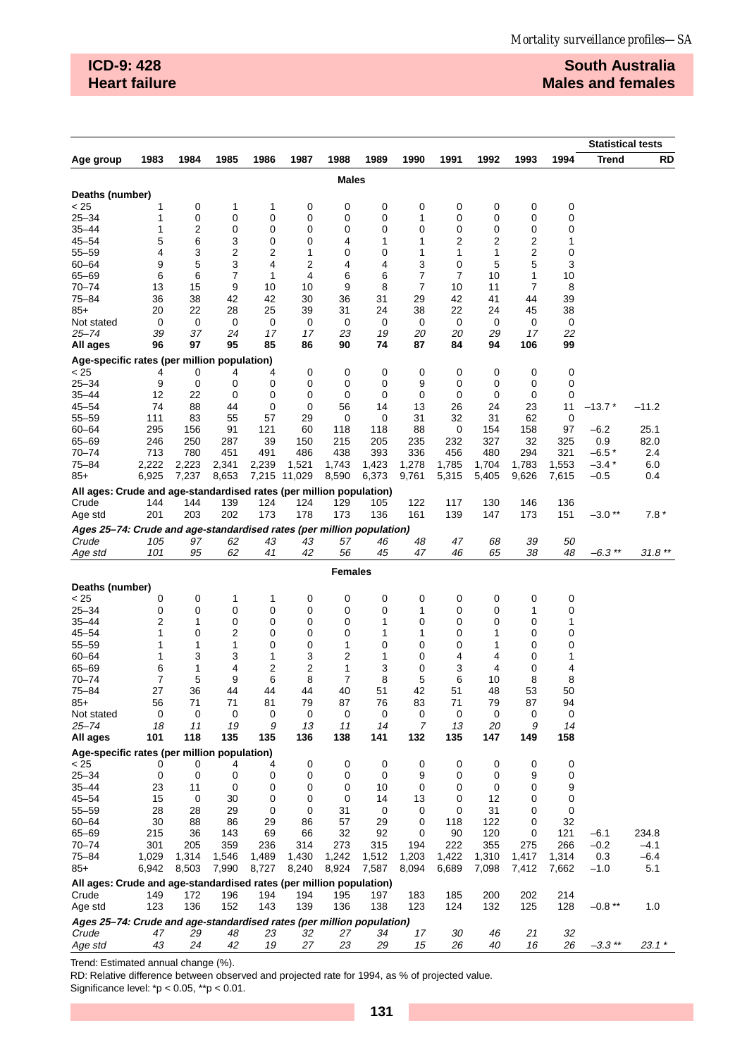**ICD-9: 428**
**Heart failure**

**South Australia**
**Males and females**

| Age group | 1983 | 1984 | 1985 | 1986 | 1987 | 1988 | 1989 | 1990 | 1991 | 1992 | 1993 | 1994 | Statistical tests: Trend | RD |
|---|---|---|---|---|---|---|---|---|---|---|---|---|---|---|
| **Males** | | | | | | | | | | | | | | |
| **Deaths (number)** | | | | | | | | | | | | | | |
| < 25 | 1 | 0 | 1 | 1 | 0 | 0 | 0 | 0 | 0 | 0 | 0 | 0 | | |
| 25–34 | 1 | 0 | 0 | 0 | 0 | 0 | 0 | 1 | 0 | 0 | 0 | 0 | | |
| 35–44 | 1 | 2 | 0 | 0 | 0 | 0 | 0 | 0 | 0 | 0 | 0 | 0 | | |
| 45–54 | 5 | 6 | 3 | 0 | 0 | 4 | 1 | 1 | 2 | 2 | 2 | 1 | | |
| 55–59 | 4 | 3 | 2 | 2 | 1 | 0 | 0 | 1 | 1 | 1 | 2 | 0 | | |
| 60–64 | 9 | 5 | 3 | 4 | 2 | 4 | 4 | 3 | 0 | 5 | 5 | 3 | | |
| 65–69 | 6 | 6 | 7 | 1 | 4 | 6 | 6 | 7 | 7 | 10 | 1 | 10 | | |
| 70–74 | 13 | 15 | 9 | 10 | 10 | 9 | 8 | 7 | 10 | 11 | 7 | 8 | | |
| 75–84 | 36 | 38 | 42 | 42 | 30 | 36 | 31 | 29 | 42 | 41 | 44 | 39 | | |
| 85+ | 20 | 22 | 28 | 25 | 39 | 31 | 24 | 38 | 22 | 24 | 45 | 38 | | |
| Not stated | 0 | 0 | 0 | 0 | 0 | 0 | 0 | 0 | 0 | 0 | 0 | 0 | | |
| *25–74* | *39* | *37* | *24* | *17* | *17* | *23* | *19* | *20* | *20* | *29* | *17* | *22* | | |
| **All ages** | **96** | **97** | **95** | **85** | **86** | **90** | **74** | **87** | **84** | **94** | **106** | **99** | | |
| **Age-specific rates (per million population)** | | | | | | | | | | | | | | |
| < 25 | 4 | 0 | 4 | 4 | 0 | 0 | 0 | 0 | 0 | 0 | 0 | 0 | | |
| 25–34 | 9 | 0 | 0 | 0 | 0 | 0 | 0 | 9 | 0 | 0 | 0 | 0 | | |
| 35–44 | 12 | 22 | 0 | 0 | 0 | 0 | 0 | 0 | 0 | 0 | 0 | 0 | | |
| 45–54 | 74 | 88 | 44 | 0 | 0 | 56 | 14 | 13 | 26 | 24 | 23 | 11 | –13.7 * | –11.2 |
| 55–59 | 111 | 83 | 55 | 57 | 29 | 0 | 0 | 31 | 32 | 31 | 62 | 0 | | |
| 60–64 | 295 | 156 | 91 | 121 | 60 | 118 | 118 | 88 | 0 | 154 | 158 | 97 | –6.2 | 25.1 |
| 65–69 | 246 | 250 | 287 | 39 | 150 | 215 | 205 | 235 | 232 | 327 | 32 | 325 | 0.9 | 82.0 |
| 70–74 | 713 | 780 | 451 | 491 | 486 | 438 | 393 | 336 | 456 | 480 | 294 | 321 | –6.5 * | 2.4 |
| 75–84 | 2,222 | 2,223 | 2,341 | 2,239 | 1,521 | 1,743 | 1,423 | 1,278 | 1,785 | 1,704 | 1,783 | 1,553 | –3.4 * | 6.0 |
| 85+ | 6,925 | 7,237 | 8,653 | 7,215 | 11,029 | 8,590 | 6,373 | 9,761 | 5,315 | 5,405 | 9,626 | 7,615 | –0.5 | 0.4 |
| **All ages: Crude and age-standardised rates (per million population)** | | | | | | | | | | | | | | |
| Crude | 144 | 144 | 139 | 124 | 124 | 129 | 105 | 122 | 117 | 130 | 146 | 136 | | |
| Age std | 201 | 203 | 202 | 173 | 178 | 173 | 136 | 161 | 139 | 147 | 173 | 151 | –3.0 ** | 7.8 * |
| ***Ages 25–74: Crude and age-standardised rates (per million population)*** | | | | | | | | | | | | | | |
| *Crude* | *105* | *97* | *62* | *43* | *43* | *57* | *46* | *48* | *47* | *68* | *39* | *50* | | |
| *Age std* | *101* | *95* | *62* | *41* | *42* | *56* | *45* | *47* | *46* | *65* | *38* | *48* | *–6.3 ** * | *31.8 ** * |
| **Females** | | | | | | | | | | | | | | |
| **Deaths (number)** | | | | | | | | | | | | | | |
| < 25 | 0 | 0 | 1 | 1 | 0 | 0 | 0 | 0 | 0 | 0 | 0 | 0 | | |
| 25–34 | 0 | 0 | 0 | 0 | 0 | 0 | 0 | 1 | 0 | 0 | 1 | 0 | | |
| 35–44 | 2 | 1 | 0 | 0 | 0 | 0 | 1 | 0 | 0 | 0 | 0 | 1 | | |
| 45–54 | 1 | 0 | 2 | 0 | 0 | 0 | 1 | 1 | 0 | 1 | 0 | 0 | | |
| 55–59 | 1 | 1 | 1 | 0 | 0 | 1 | 0 | 0 | 0 | 1 | 0 | 0 | | |
| 60–64 | 1 | 3 | 3 | 1 | 3 | 2 | 1 | 0 | 4 | 4 | 0 | 1 | | |
| 65–69 | 6 | 1 | 4 | 2 | 2 | 1 | 3 | 0 | 3 | 4 | 0 | 4 | | |
| 70–74 | 7 | 5 | 9 | 6 | 8 | 7 | 8 | 5 | 6 | 10 | 8 | 8 | | |
| 75–84 | 27 | 36 | 44 | 44 | 44 | 40 | 51 | 42 | 51 | 48 | 53 | 50 | | |
| 85+ | 56 | 71 | 71 | 81 | 79 | 87 | 76 | 83 | 71 | 79 | 87 | 94 | | |
| Not stated | 0 | 0 | 0 | 0 | 0 | 0 | 0 | 0 | 0 | 0 | 0 | 0 | | |
| *25–74* | *18* | *11* | *19* | *9* | *13* | *11* | *14* | *7* | *13* | *20* | *9* | *14* | | |
| **All ages** | **101** | **118** | **135** | **135** | **136** | **138** | **141** | **132** | **135** | **147** | **149** | **158** | | |
| **Age-specific rates (per million population)** | | | | | | | | | | | | | | |
| < 25 | 0 | 0 | 4 | 4 | 0 | 0 | 0 | 0 | 0 | 0 | 0 | 0 | | |
| 25–34 | 0 | 0 | 0 | 0 | 0 | 0 | 0 | 9 | 0 | 0 | 9 | 0 | | |
| 35–44 | 23 | 11 | 0 | 0 | 0 | 0 | 10 | 0 | 0 | 0 | 0 | 9 | | |
| 45–54 | 15 | 0 | 30 | 0 | 0 | 0 | 14 | 13 | 0 | 12 | 0 | 0 | | |
| 55–59 | 28 | 28 | 29 | 0 | 0 | 31 | 0 | 0 | 0 | 31 | 0 | 0 | | |
| 60–64 | 30 | 88 | 86 | 29 | 86 | 57 | 29 | 0 | 118 | 122 | 0 | 32 | | |
| 65–69 | 215 | 36 | 143 | 69 | 66 | 32 | 92 | 0 | 90 | 120 | 0 | 121 | –6.1 | 234.8 |
| 70–74 | 301 | 205 | 359 | 236 | 314 | 273 | 315 | 194 | 222 | 355 | 275 | 266 | –0.2 | –4.1 |
| 75–84 | 1,029 | 1,314 | 1,546 | 1,489 | 1,430 | 1,242 | 1,512 | 1,203 | 1,422 | 1,310 | 1,417 | 1,314 | 0.3 | –6.4 |
| 85+ | 6,942 | 8,503 | 7,990 | 8,727 | 8,240 | 8,924 | 7,587 | 8,094 | 6,689 | 7,098 | 7,412 | 7,662 | –1.0 | 5.1 |
| **All ages: Crude and age-standardised rates (per million population)** | | | | | | | | | | | | | | |
| Crude | 149 | 172 | 196 | 194 | 194 | 195 | 197 | 183 | 185 | 200 | 202 | 214 | | |
| Age std | 123 | 136 | 152 | 143 | 139 | 136 | 138 | 123 | 124 | 132 | 125 | 128 | –0.8 ** | 1.0 |
| ***Ages 25–74: Crude and age-standardised rates (per million population)*** | | | | | | | | | | | | | | |
| *Crude* | *47* | *29* | *48* | *23* | *32* | *27* | *34* | *17* | *30* | *46* | *21* | *32* | | |
| *Age std* | *43* | *24* | *42* | *19* | *27* | *23* | *29* | *15* | *26* | *40* | *16* | *26* | *–3.3 ** * | *23.1 * * |

Trend: Estimated annual change (%).
RD: Relative difference between observed and projected rate for 1994, as % of projected value.
Significance level: *p < 0.05, **p < 0.01.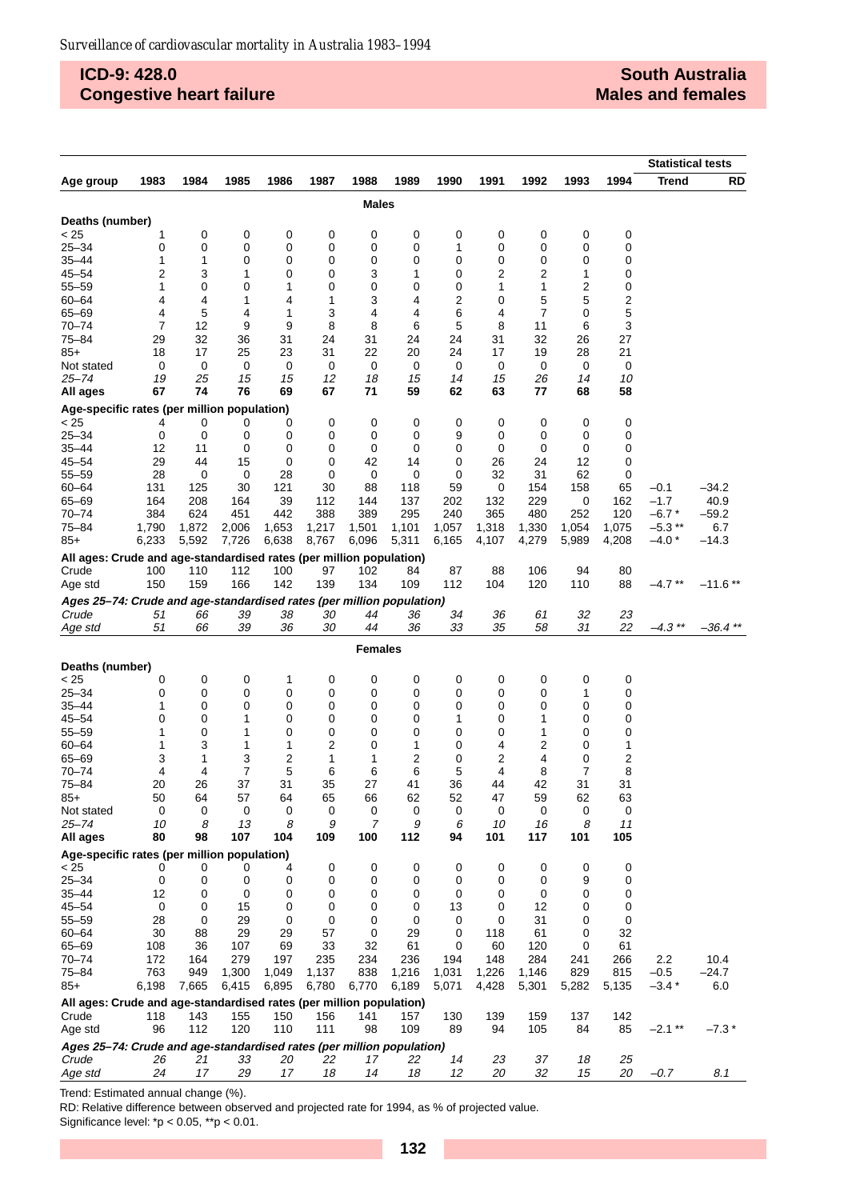**ICD-9: 428.0**
**Congestive heart failure**

**South Australia**
**Males and females**

| Age group | 1983 | 1984 | 1985 | 1986 | 1987 | 1988 | 1989 | 1990 | 1991 | 1992 | 1993 | 1994 | Statistical tests: Trend | RD |
|---|---|---|---|---|---|---|---|---|---|---|---|---|---|---|
| | | | | | | **Males** | | | | | | | | |
| **Deaths (number)** | | | | | | | | | | | | | | |
| < 25 | 1 | 0 | 0 | 0 | 0 | 0 | 0 | 0 | 0 | 0 | 0 | 0 | | |
| 25–34 | 0 | 0 | 0 | 0 | 0 | 0 | 0 | 1 | 0 | 0 | 0 | 0 | | |
| 35–44 | 1 | 1 | 0 | 0 | 0 | 0 | 0 | 0 | 0 | 0 | 0 | 0 | | |
| 45–54 | 2 | 3 | 1 | 0 | 0 | 3 | 1 | 0 | 2 | 2 | 1 | 0 | | |
| 55–59 | 1 | 0 | 0 | 1 | 0 | 0 | 0 | 0 | 1 | 1 | 2 | 0 | | |
| 60–64 | 4 | 4 | 1 | 4 | 1 | 3 | 4 | 2 | 0 | 5 | 5 | 2 | | |
| 65–69 | 4 | 5 | 4 | 1 | 3 | 4 | 4 | 6 | 4 | 7 | 0 | 5 | | |
| 70–74 | 7 | 12 | 9 | 9 | 8 | 8 | 6 | 5 | 8 | 11 | 6 | 3 | | |
| 75–84 | 29 | 32 | 36 | 31 | 24 | 31 | 24 | 24 | 31 | 32 | 26 | 27 | | |
| 85+ | 18 | 17 | 25 | 23 | 31 | 22 | 20 | 24 | 17 | 19 | 28 | 21 | | |
| Not stated | 0 | 0 | 0 | 0 | 0 | 0 | 0 | 0 | 0 | 0 | 0 | 0 | | |
| *25–74* | *19* | *25* | *15* | *15* | *12* | *18* | *15* | *14* | *15* | *26* | *14* | *10* | | |
| **All ages** | **67** | **74** | **76** | **69** | **67** | **71** | **59** | **62** | **63** | **77** | **68** | **58** | | |
| **Age-specific rates (per million population)** | | | | | | | | | | | | | | |
| < 25 | 4 | 0 | 0 | 0 | 0 | 0 | 0 | 0 | 0 | 0 | 0 | 0 | | |
| 25–34 | 0 | 0 | 0 | 0 | 0 | 0 | 0 | 9 | 0 | 0 | 0 | 0 | | |
| 35–44 | 12 | 11 | 0 | 0 | 0 | 0 | 0 | 0 | 0 | 0 | 0 | 0 | | |
| 45–54 | 29 | 44 | 15 | 0 | 0 | 42 | 14 | 0 | 26 | 24 | 12 | 0 | | |
| 55–59 | 28 | 0 | 0 | 28 | 0 | 0 | 0 | 0 | 32 | 31 | 62 | 0 | | |
| 60–64 | 131 | 125 | 30 | 121 | 30 | 88 | 118 | 59 | 0 | 154 | 158 | 65 | –0.1 | –34.2 |
| 65–69 | 164 | 208 | 164 | 39 | 112 | 144 | 137 | 202 | 132 | 229 | 0 | 162 | –1.7 | 40.9 |
| 70–74 | 384 | 624 | 451 | 442 | 388 | 389 | 295 | 240 | 365 | 480 | 252 | 120 | –6.7 * | –59.2 |
| 75–84 | 1,790 | 1,872 | 2,006 | 1,653 | 1,217 | 1,501 | 1,101 | 1,057 | 1,318 | 1,330 | 1,054 | 1,075 | –5.3 ** | 6.7 |
| 85+ | 6,233 | 5,592 | 7,726 | 6,638 | 8,767 | 6,096 | 5,311 | 6,165 | 4,107 | 4,279 | 5,989 | 4,208 | –4.0 * | –14.3 |
| **All ages: Crude and age-standardised rates (per million population)** | | | | | | | | | | | | | | |
| Crude | 100 | 110 | 112 | 100 | 97 | 102 | 84 | 87 | 88 | 106 | 94 | 80 | | |
| Age std | 150 | 159 | 166 | 142 | 139 | 134 | 109 | 112 | 104 | 120 | 110 | 88 | –4.7 ** | –11.6 ** |
| ***Ages 25–74: Crude and age-standardised rates (per million population)*** | | | | | | | | | | | | | | |
| *Crude* | *51* | *66* | *39* | *38* | *30* | *44* | *36* | *34* | *36* | *61* | *32* | *23* | | |
| *Age std* | *51* | *66* | *39* | *36* | *30* | *44* | *36* | *33* | *35* | *58* | *31* | *22* | *–4.3 ** | *–36.4 ** |
| | | | | | | **Females** | | | | | | | | |
| **Deaths (number)** | | | | | | | | | | | | | | |
| < 25 | 0 | 0 | 0 | 1 | 0 | 0 | 0 | 0 | 0 | 0 | 0 | 0 | | |
| 25–34 | 0 | 0 | 0 | 0 | 0 | 0 | 0 | 0 | 0 | 0 | 1 | 0 | | |
| 35–44 | 1 | 0 | 0 | 0 | 0 | 0 | 0 | 0 | 0 | 0 | 0 | 0 | | |
| 45–54 | 0 | 0 | 1 | 0 | 0 | 0 | 0 | 1 | 0 | 1 | 0 | 0 | | |
| 55–59 | 1 | 0 | 1 | 0 | 0 | 0 | 0 | 0 | 0 | 1 | 0 | 0 | | |
| 60–64 | 1 | 3 | 1 | 1 | 2 | 0 | 1 | 0 | 4 | 2 | 0 | 1 | | |
| 65–69 | 3 | 1 | 3 | 2 | 1 | 1 | 2 | 0 | 2 | 4 | 0 | 2 | | |
| 70–74 | 4 | 4 | 7 | 5 | 6 | 6 | 6 | 5 | 4 | 8 | 7 | 8 | | |
| 75–84 | 20 | 26 | 37 | 31 | 35 | 27 | 41 | 36 | 44 | 42 | 31 | 31 | | |
| 85+ | 50 | 64 | 57 | 64 | 65 | 66 | 62 | 52 | 47 | 59 | 62 | 63 | | |
| Not stated | 0 | 0 | 0 | 0 | 0 | 0 | 0 | 0 | 0 | 0 | 0 | 0 | | |
| *25–74* | *10* | *8* | *13* | *8* | *9* | *7* | *9* | *6* | *10* | *16* | *8* | *11* | | |
| **All ages** | **80** | **98** | **107** | **104** | **109** | **100** | **112** | **94** | **101** | **117** | **101** | **105** | | |
| **Age-specific rates (per million population)** | | | | | | | | | | | | | | |
| < 25 | 0 | 0 | 0 | 4 | 0 | 0 | 0 | 0 | 0 | 0 | 0 | 0 | | |
| 25–34 | 0 | 0 | 0 | 0 | 0 | 0 | 0 | 0 | 0 | 0 | 9 | 0 | | |
| 35–44 | 12 | 0 | 0 | 0 | 0 | 0 | 0 | 0 | 0 | 0 | 0 | 0 | | |
| 45–54 | 0 | 0 | 15 | 0 | 0 | 0 | 0 | 13 | 0 | 12 | 0 | 0 | | |
| 55–59 | 28 | 0 | 29 | 0 | 0 | 0 | 0 | 0 | 0 | 31 | 0 | 0 | | |
| 60–64 | 30 | 88 | 29 | 29 | 57 | 0 | 29 | 0 | 118 | 61 | 0 | 32 | | |
| 65–69 | 108 | 36 | 107 | 69 | 33 | 32 | 61 | 0 | 60 | 120 | 0 | 61 | | |
| 70–74 | 172 | 164 | 279 | 197 | 235 | 234 | 236 | 194 | 148 | 284 | 241 | 266 | 2.2 | 10.4 |
| 75–84 | 763 | 949 | 1,300 | 1,049 | 1,137 | 838 | 1,216 | 1,031 | 1,226 | 1,146 | 829 | 815 | –0.5 | –24.7 |
| 85+ | 6,198 | 7,665 | 6,415 | 6,895 | 6,780 | 6,770 | 6,189 | 5,071 | 4,428 | 5,301 | 5,282 | 5,135 | –3.4 * | 6.0 |
| **All ages: Crude and age-standardised rates (per million population)** | | | | | | | | | | | | | | |
| Crude | 118 | 143 | 155 | 150 | 156 | 141 | 157 | 130 | 139 | 159 | 137 | 142 | | |
| Age std | 96 | 112 | 120 | 110 | 111 | 98 | 109 | 89 | 94 | 105 | 84 | 85 | –2.1 ** | –7.3 * |
| ***Ages 25–74: Crude and age-standardised rates (per million population)*** | | | | | | | | | | | | | | |
| *Crude* | *26* | *21* | *33* | *20* | *22* | *17* | *22* | *14* | *23* | *37* | *18* | *25* | | |
| *Age std* | *24* | *17* | *29* | *17* | *18* | *14* | *18* | *12* | *20* | *32* | *15* | *20* | *–0.7* | *8.1* |

Trend: Estimated annual change (%).

RD: Relative difference between observed and projected rate for 1994, as % of projected value.

Significance level: *p < 0.05, **p < 0.01.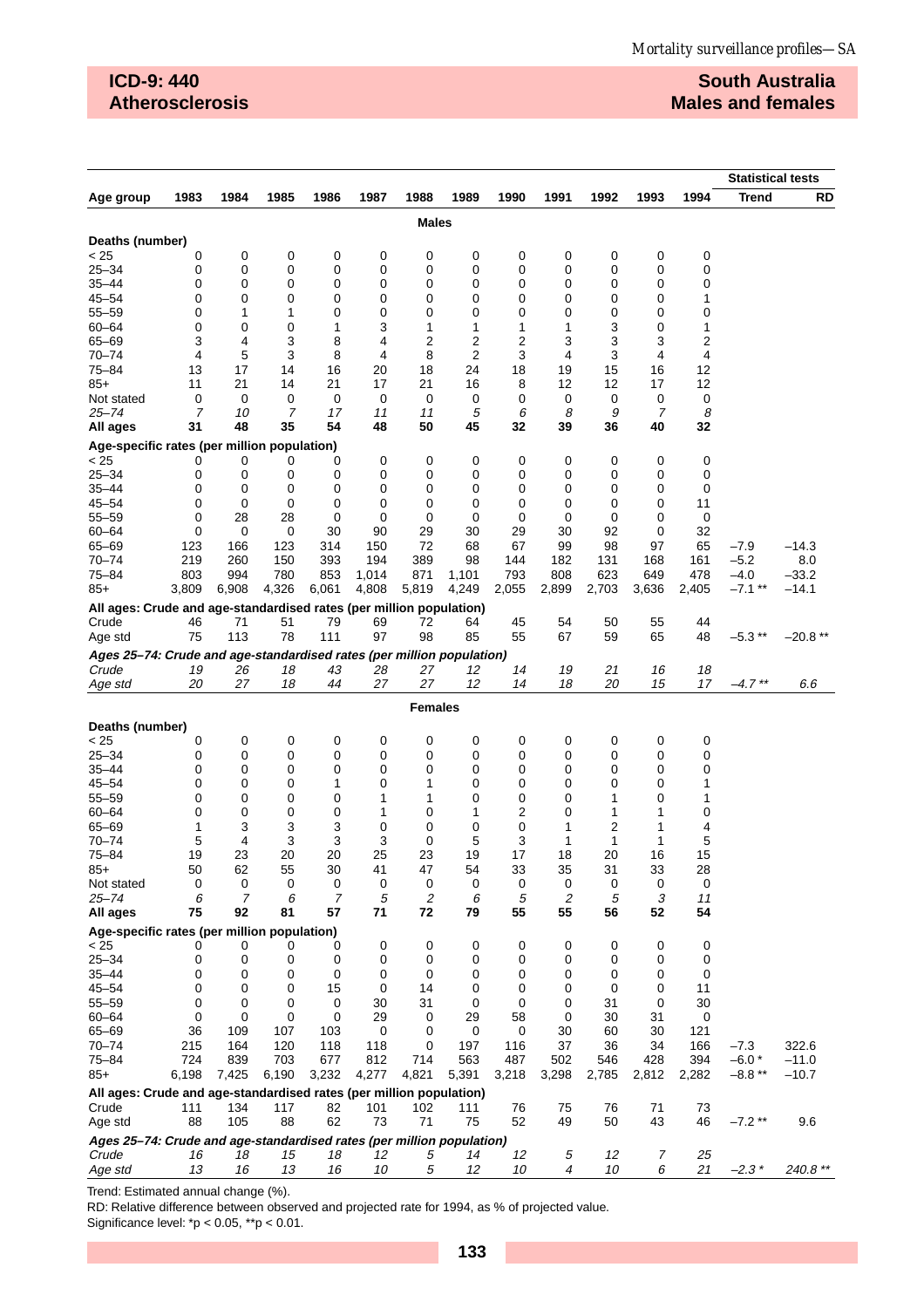**ICD-9: 440**
**Atherosclerosis**

**South Australia**
**Males and females**

| Age group | 1983 | 1984 | 1985 | 1986 | 1987 | 1988 | 1989 | 1990 | 1991 | 1992 | 1993 | 1994 | Statistical tests: Trend | RD |
|---|---|---|---|---|---|---|---|---|---|---|---|---|---|---|
| | | | | | | **Males** | | | | | | | | |
| **Deaths (number)** | | | | | | | | | | | | | | |
| < 25 | 0 | 0 | 0 | 0 | 0 | 0 | 0 | 0 | 0 | 0 | 0 | 0 | | |
| 25–34 | 0 | 0 | 0 | 0 | 0 | 0 | 0 | 0 | 0 | 0 | 0 | 0 | | |
| 35–44 | 0 | 0 | 0 | 0 | 0 | 0 | 0 | 0 | 0 | 0 | 0 | 0 | | |
| 45–54 | 0 | 0 | 0 | 0 | 0 | 0 | 0 | 0 | 0 | 0 | 0 | 1 | | |
| 55–59 | 0 | 1 | 1 | 0 | 0 | 0 | 0 | 0 | 0 | 0 | 0 | 0 | | |
| 60–64 | 0 | 0 | 0 | 1 | 3 | 1 | 1 | 1 | 1 | 3 | 0 | 1 | | |
| 65–69 | 3 | 4 | 3 | 8 | 4 | 2 | 2 | 2 | 3 | 3 | 3 | 2 | | |
| 70–74 | 4 | 5 | 3 | 8 | 4 | 8 | 2 | 3 | 4 | 3 | 4 | 4 | | |
| 75–84 | 13 | 17 | 14 | 16 | 20 | 18 | 24 | 18 | 19 | 15 | 16 | 12 | | |
| 85+ | 11 | 21 | 14 | 21 | 17 | 21 | 16 | 8 | 12 | 12 | 17 | 12 | | |
| Not stated | 0 | 0 | 0 | 0 | 0 | 0 | 0 | 0 | 0 | 0 | 0 | 0 | | |
| *25–74* | *7* | *10* | *7* | *17* | *11* | *11* | *5* | *6* | *8* | *9* | *7* | *8* | | |
| **All ages** | **31** | **48** | **35** | **54** | **48** | **50** | **45** | **32** | **39** | **36** | **40** | **32** | | |
| **Age-specific rates (per million population)** | | | | | | | | | | | | | | |
| < 25 | 0 | 0 | 0 | 0 | 0 | 0 | 0 | 0 | 0 | 0 | 0 | 0 | | |
| 25–34 | 0 | 0 | 0 | 0 | 0 | 0 | 0 | 0 | 0 | 0 | 0 | 0 | | |
| 35–44 | 0 | 0 | 0 | 0 | 0 | 0 | 0 | 0 | 0 | 0 | 0 | 0 | | |
| 45–54 | 0 | 0 | 0 | 0 | 0 | 0 | 0 | 0 | 0 | 0 | 0 | 11 | | |
| 55–59 | 0 | 28 | 28 | 0 | 0 | 0 | 0 | 0 | 0 | 0 | 0 | 0 | | |
| 60–64 | 0 | 0 | 0 | 30 | 90 | 29 | 30 | 29 | 30 | 92 | 0 | 32 | | |
| 65–69 | 123 | 166 | 123 | 314 | 150 | 72 | 68 | 67 | 99 | 98 | 97 | 65 | –7.9 | –14.3 |
| 70–74 | 219 | 260 | 150 | 393 | 194 | 389 | 98 | 144 | 182 | 131 | 168 | 161 | –5.2 | 8.0 |
| 75–84 | 803 | 994 | 780 | 853 | 1,014 | 871 | 1,101 | 793 | 808 | 623 | 649 | 478 | –4.0 | –33.2 |
| 85+ | 3,809 | 6,908 | 4,326 | 6,061 | 4,808 | 5,819 | 4,249 | 2,055 | 2,899 | 2,703 | 3,636 | 2,405 | –7.1 ** | –14.1 |
| **All ages: Crude and age-standardised rates (per million population)** | | | | | | | | | | | | | | |
| Crude | 46 | 71 | 51 | 79 | 69 | 72 | 64 | 45 | 54 | 50 | 55 | 44 | | |
| Age std | 75 | 113 | 78 | 111 | 97 | 98 | 85 | 55 | 67 | 59 | 65 | 48 | –5.3 ** | –20.8 ** |
| ***Ages 25–74: Crude and age-standardised rates (per million population)*** | | | | | | | | | | | | | | |
| *Crude* | *19* | *26* | *18* | *43* | *28* | *27* | *12* | *14* | *19* | *21* | *16* | *18* | | |
| *Age std* | *20* | *27* | *18* | *44* | *27* | *27* | *12* | *14* | *18* | *20* | *15* | *17* | *–4.7 ** * | *6.6* |
| | | | | | | **Females** | | | | | | | | |
| **Deaths (number)** | | | | | | | | | | | | | | |
| < 25 | 0 | 0 | 0 | 0 | 0 | 0 | 0 | 0 | 0 | 0 | 0 | 0 | | |
| 25–34 | 0 | 0 | 0 | 0 | 0 | 0 | 0 | 0 | 0 | 0 | 0 | 0 | | |
| 35–44 | 0 | 0 | 0 | 0 | 0 | 0 | 0 | 0 | 0 | 0 | 0 | 0 | | |
| 45–54 | 0 | 0 | 0 | 1 | 0 | 1 | 0 | 0 | 0 | 0 | 0 | 1 | | |
| 55–59 | 0 | 0 | 0 | 0 | 1 | 1 | 0 | 0 | 0 | 1 | 0 | 1 | | |
| 60–64 | 0 | 0 | 0 | 0 | 1 | 0 | 1 | 2 | 0 | 1 | 1 | 0 | | |
| 65–69 | 1 | 3 | 3 | 3 | 0 | 0 | 0 | 0 | 1 | 2 | 1 | 4 | | |
| 70–74 | 5 | 4 | 3 | 3 | 3 | 0 | 5 | 3 | 1 | 1 | 1 | 5 | | |
| 75–84 | 19 | 23 | 20 | 20 | 25 | 23 | 19 | 17 | 18 | 20 | 16 | 15 | | |
| 85+ | 50 | 62 | 55 | 30 | 41 | 47 | 54 | 33 | 35 | 31 | 33 | 28 | | |
| Not stated | 0 | 0 | 0 | 0 | 0 | 0 | 0 | 0 | 0 | 0 | 0 | 0 | | |
| *25–74* | *6* | *7* | *6* | *7* | *5* | *2* | *6* | *5* | *2* | *5* | *3* | *11* | | |
| **All ages** | **75** | **92** | **81** | **57** | **71** | **72** | **79** | **55** | **55** | **56** | **52** | **54** | | |
| **Age-specific rates (per million population)** | | | | | | | | | | | | | | |
| < 25 | 0 | 0 | 0 | 0 | 0 | 0 | 0 | 0 | 0 | 0 | 0 | 0 | | |
| 25–34 | 0 | 0 | 0 | 0 | 0 | 0 | 0 | 0 | 0 | 0 | 0 | 0 | | |
| 35–44 | 0 | 0 | 0 | 0 | 0 | 0 | 0 | 0 | 0 | 0 | 0 | 0 | | |
| 45–54 | 0 | 0 | 0 | 15 | 0 | 14 | 0 | 0 | 0 | 0 | 0 | 11 | | |
| 55–59 | 0 | 0 | 0 | 0 | 30 | 31 | 0 | 0 | 0 | 31 | 0 | 30 | | |
| 60–64 | 0 | 0 | 0 | 0 | 29 | 0 | 29 | 58 | 0 | 30 | 31 | 0 | | |
| 65–69 | 36 | 109 | 107 | 103 | 0 | 0 | 0 | 0 | 30 | 60 | 30 | 121 | | |
| 70–74 | 215 | 164 | 120 | 118 | 118 | 0 | 197 | 116 | 37 | 36 | 34 | 166 | –7.3 | 322.6 |
| 75–84 | 724 | 839 | 703 | 677 | 812 | 714 | 563 | 487 | 502 | 546 | 428 | 394 | –6.0 * | –11.0 |
| 85+ | 6,198 | 7,425 | 6,190 | 3,232 | 4,277 | 4,821 | 5,391 | 3,218 | 3,298 | 2,785 | 2,812 | 2,282 | –8.8 ** | –10.7 |
| **All ages: Crude and age-standardised rates (per million population)** | | | | | | | | | | | | | | |
| Crude | 111 | 134 | 117 | 82 | 101 | 102 | 111 | 76 | 75 | 76 | 71 | 73 | | |
| Age std | 88 | 105 | 88 | 62 | 73 | 71 | 75 | 52 | 49 | 50 | 43 | 46 | –7.2 ** | 9.6 |
| ***Ages 25–74: Crude and age-standardised rates (per million population)*** | | | | | | | | | | | | | | |
| *Crude* | *16* | *18* | *15* | *18* | *12* | *5* | *14* | *12* | *5* | *12* | *7* | *25* | | |
| *Age std* | *13* | *16* | *13* | *16* | *10* | *5* | *12* | *10* | *4* | *10* | *6* | *21* | *–2.3 ** | *240.8 *** |

Trend: Estimated annual change (%).

RD: Relative difference between observed and projected rate for 1994, as % of projected value.

Significance level: *p < 0.05, **p < 0.01.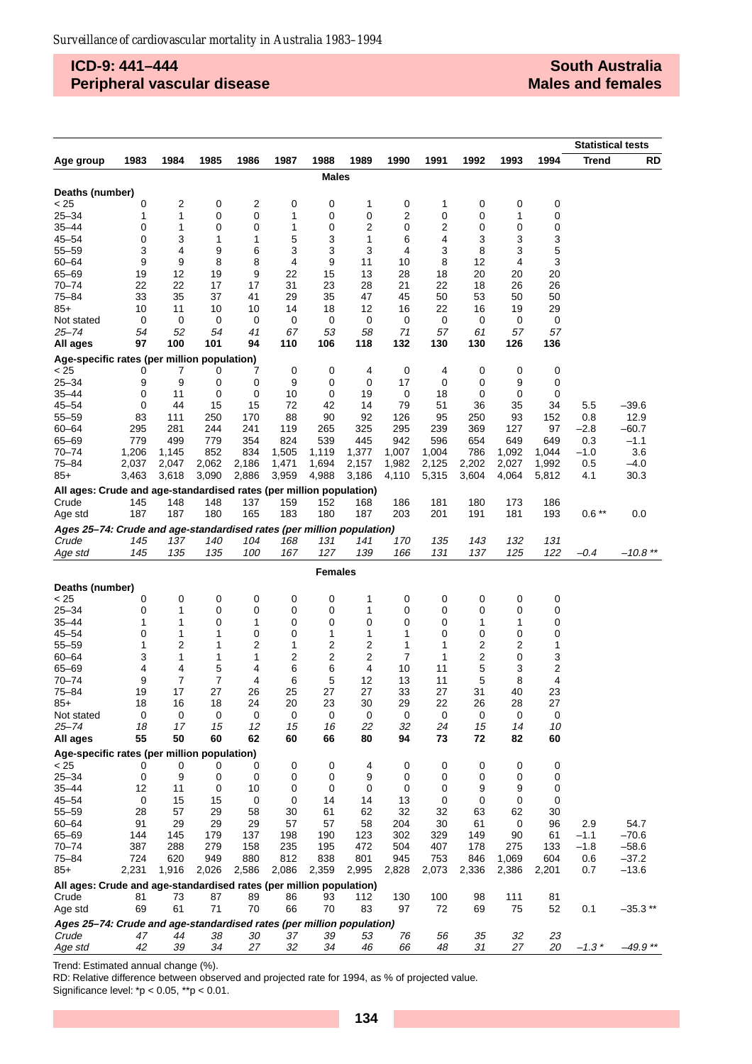## ICD-9: 441–444
## Peripheral vascular disease

## South Australia
## Males and females

| Age group | 1983 | 1984 | 1985 | 1986 | 1987 | 1988 | 1989 | 1990 | 1991 | 1992 | 1993 | 1994 | Statistical tests: Trend | RD |
|---|---|---|---|---|---|---|---|---|---|---|---|---|---|---|
| | | | | | | **Males** | | | | | | | | |
| **Deaths (number)** | | | | | | | | | | | | | | |
| < 25 | 0 | 2 | 0 | 2 | 0 | 0 | 1 | 0 | 1 | 0 | 0 | 0 | | |
| 25–34 | 1 | 1 | 0 | 0 | 1 | 0 | 0 | 2 | 0 | 0 | 1 | 0 | | |
| 35–44 | 0 | 1 | 0 | 0 | 1 | 0 | 2 | 0 | 2 | 0 | 0 | 0 | | |
| 45–54 | 0 | 3 | 1 | 1 | 5 | 3 | 1 | 6 | 4 | 3 | 3 | 3 | | |
| 55–59 | 3 | 4 | 9 | 6 | 3 | 3 | 3 | 4 | 3 | 8 | 3 | 5 | | |
| 60–64 | 9 | 9 | 8 | 8 | 4 | 9 | 11 | 10 | 8 | 12 | 4 | 3 | | |
| 65–69 | 19 | 12 | 19 | 9 | 22 | 15 | 13 | 28 | 18 | 20 | 20 | 20 | | |
| 70–74 | 22 | 22 | 17 | 17 | 31 | 23 | 28 | 21 | 22 | 18 | 26 | 26 | | |
| 75–84 | 33 | 35 | 37 | 41 | 29 | 35 | 47 | 45 | 50 | 53 | 50 | 50 | | |
| 85+ | 10 | 11 | 10 | 10 | 14 | 18 | 12 | 16 | 22 | 16 | 19 | 29 | | |
| Not stated | 0 | 0 | 0 | 0 | 0 | 0 | 0 | 0 | 0 | 0 | 0 | 0 | | |
| *25–74* | *54* | *52* | *54* | *41* | *67* | *53* | *58* | *71* | *57* | *61* | *57* | *57* | | |
| **All ages** | **97** | **100** | **101** | **94** | **110** | **106** | **118** | **132** | **130** | **130** | **126** | **136** | | |
| **Age-specific rates (per million population)** | | | | | | | | | | | | | | |
| < 25 | 0 | 7 | 0 | 7 | 0 | 0 | 4 | 0 | 4 | 0 | 0 | 0 | | |
| 25–34 | 9 | 9 | 0 | 0 | 9 | 0 | 0 | 17 | 0 | 0 | 9 | 0 | | |
| 35–44 | 0 | 11 | 0 | 0 | 10 | 0 | 19 | 0 | 18 | 0 | 0 | 0 | | |
| 45–54 | 0 | 44 | 15 | 15 | 72 | 42 | 14 | 79 | 51 | 36 | 35 | 34 | 5.5 | –39.6 |
| 55–59 | 83 | 111 | 250 | 170 | 88 | 90 | 92 | 126 | 95 | 250 | 93 | 152 | 0.8 | 12.9 |
| 60–64 | 295 | 281 | 244 | 241 | 119 | 265 | 325 | 295 | 239 | 369 | 127 | 97 | –2.8 | –60.7 |
| 65–69 | 779 | 499 | 779 | 354 | 824 | 539 | 445 | 942 | 596 | 654 | 649 | 649 | 0.3 | –1.1 |
| 70–74 | 1,206 | 1,145 | 852 | 834 | 1,505 | 1,119 | 1,377 | 1,007 | 1,004 | 786 | 1,092 | 1,044 | –1.0 | 3.6 |
| 75–84 | 2,037 | 2,047 | 2,062 | 2,186 | 1,471 | 1,694 | 2,157 | 1,982 | 2,125 | 2,202 | 2,027 | 1,992 | 0.5 | –4.0 |
| 85+ | 3,463 | 3,618 | 3,090 | 2,886 | 3,959 | 4,988 | 3,186 | 4,110 | 5,315 | 3,604 | 4,064 | 5,812 | 4.1 | 30.3 |
| **All ages: Crude and age-standardised rates (per million population)** | | | | | | | | | | | | | | |
| Crude | 145 | 148 | 148 | 137 | 159 | 152 | 168 | 186 | 181 | 180 | 173 | 186 | | |
| Age std | 187 | 187 | 180 | 165 | 183 | 180 | 187 | 203 | 201 | 191 | 181 | 193 | 0.6 ** | 0.0 |
| ***Ages 25–74: Crude and age-standardised rates (per million population)*** | | | | | | | | | | | | | | |
| *Crude* | *145* | *137* | *140* | *104* | *168* | *131* | *141* | *170* | *135* | *143* | *132* | *131* | | |
| *Age std* | *145* | *135* | *135* | *100* | *167* | *127* | *139* | *166* | *131* | *137* | *125* | *122* | *–0.4* | *–10.8 ** |
| | | | | | | **Females** | | | | | | | | |
| **Deaths (number)** | | | | | | | | | | | | | | |
| < 25 | 0 | 0 | 0 | 0 | 0 | 0 | 1 | 0 | 0 | 0 | 0 | 0 | | |
| 25–34 | 0 | 1 | 0 | 0 | 0 | 0 | 1 | 0 | 0 | 0 | 0 | 0 | | |
| 35–44 | 1 | 1 | 0 | 1 | 0 | 0 | 0 | 0 | 0 | 1 | 1 | 0 | | |
| 45–54 | 0 | 1 | 1 | 0 | 0 | 1 | 1 | 1 | 0 | 0 | 0 | 0 | | |
| 55–59 | 1 | 2 | 1 | 2 | 1 | 2 | 2 | 1 | 1 | 2 | 2 | 1 | | |
| 60–64 | 3 | 1 | 1 | 1 | 2 | 2 | 2 | 7 | 1 | 2 | 0 | 3 | | |
| 65–69 | 4 | 4 | 5 | 4 | 6 | 6 | 4 | 10 | 11 | 5 | 3 | 2 | | |
| 70–74 | 9 | 7 | 7 | 4 | 6 | 5 | 12 | 13 | 11 | 5 | 8 | 4 | | |
| 75–84 | 19 | 17 | 27 | 26 | 25 | 27 | 27 | 33 | 27 | 31 | 40 | 23 | | |
| 85+ | 18 | 16 | 18 | 24 | 20 | 23 | 30 | 29 | 22 | 26 | 28 | 27 | | |
| Not stated | 0 | 0 | 0 | 0 | 0 | 0 | 0 | 0 | 0 | 0 | 0 | 0 | | |
| *25–74* | *18* | *17* | *15* | *12* | *15* | *16* | *22* | *32* | *24* | *15* | *14* | *10* | | |
| **All ages** | **55** | **50** | **60** | **62** | **60** | **66** | **80** | **94** | **73** | **72** | **82** | **60** | | |
| **Age-specific rates (per million population)** | | | | | | | | | | | | | | |
| < 25 | 0 | 0 | 0 | 0 | 0 | 0 | 4 | 0 | 0 | 0 | 0 | 0 | | |
| 25–34 | 0 | 9 | 0 | 0 | 0 | 0 | 9 | 0 | 0 | 0 | 0 | 0 | | |
| 35–44 | 12 | 11 | 0 | 10 | 0 | 0 | 0 | 0 | 0 | 9 | 9 | 0 | | |
| 45–54 | 0 | 15 | 15 | 0 | 0 | 14 | 14 | 13 | 0 | 0 | 0 | 0 | | |
| 55–59 | 28 | 57 | 29 | 58 | 30 | 61 | 62 | 32 | 32 | 63 | 62 | 30 | | |
| 60–64 | 91 | 29 | 29 | 29 | 57 | 57 | 58 | 204 | 30 | 61 | 0 | 96 | 2.9 | 54.7 |
| 65–69 | 144 | 145 | 179 | 137 | 198 | 190 | 123 | 302 | 329 | 149 | 90 | 61 | –1.1 | –70.6 |
| 70–74 | 387 | 288 | 279 | 158 | 235 | 195 | 472 | 504 | 407 | 178 | 275 | 133 | –1.8 | –58.6 |
| 75–84 | 724 | 620 | 949 | 880 | 812 | 838 | 801 | 945 | 753 | 846 | 1,069 | 604 | 0.6 | –37.2 |
| 85+ | 2,231 | 1,916 | 2,026 | 2,586 | 2,086 | 2,359 | 2,995 | 2,828 | 2,073 | 2,336 | 2,386 | 2,201 | 0.7 | –13.6 |
| **All ages: Crude and age-standardised rates (per million population)** | | | | | | | | | | | | | | |
| Crude | 81 | 73 | 87 | 89 | 86 | 93 | 112 | 130 | 100 | 98 | 111 | 81 | | |
| Age std | 69 | 61 | 71 | 70 | 66 | 70 | 83 | 97 | 72 | 69 | 75 | 52 | 0.1 | –35.3 ** |
| ***Ages 25–74: Crude and age-standardised rates (per million population)*** | | | | | | | | | | | | | | |
| *Crude* | *47* | *44* | *38* | *30* | *37* | *39* | *53* | *76* | *56* | *35* | *32* | *23* | | |
| *Age std* | *42* | *39* | *34* | *27* | *32* | *34* | *46* | *66* | *48* | *31* | *27* | *20* | *–1.3 ** | *–49.9 ** |

Trend: Estimated annual change (%).

RD: Relative difference between observed and projected rate for 1994, as % of projected value.

Significance level: *p < 0.05, **p < 0.01.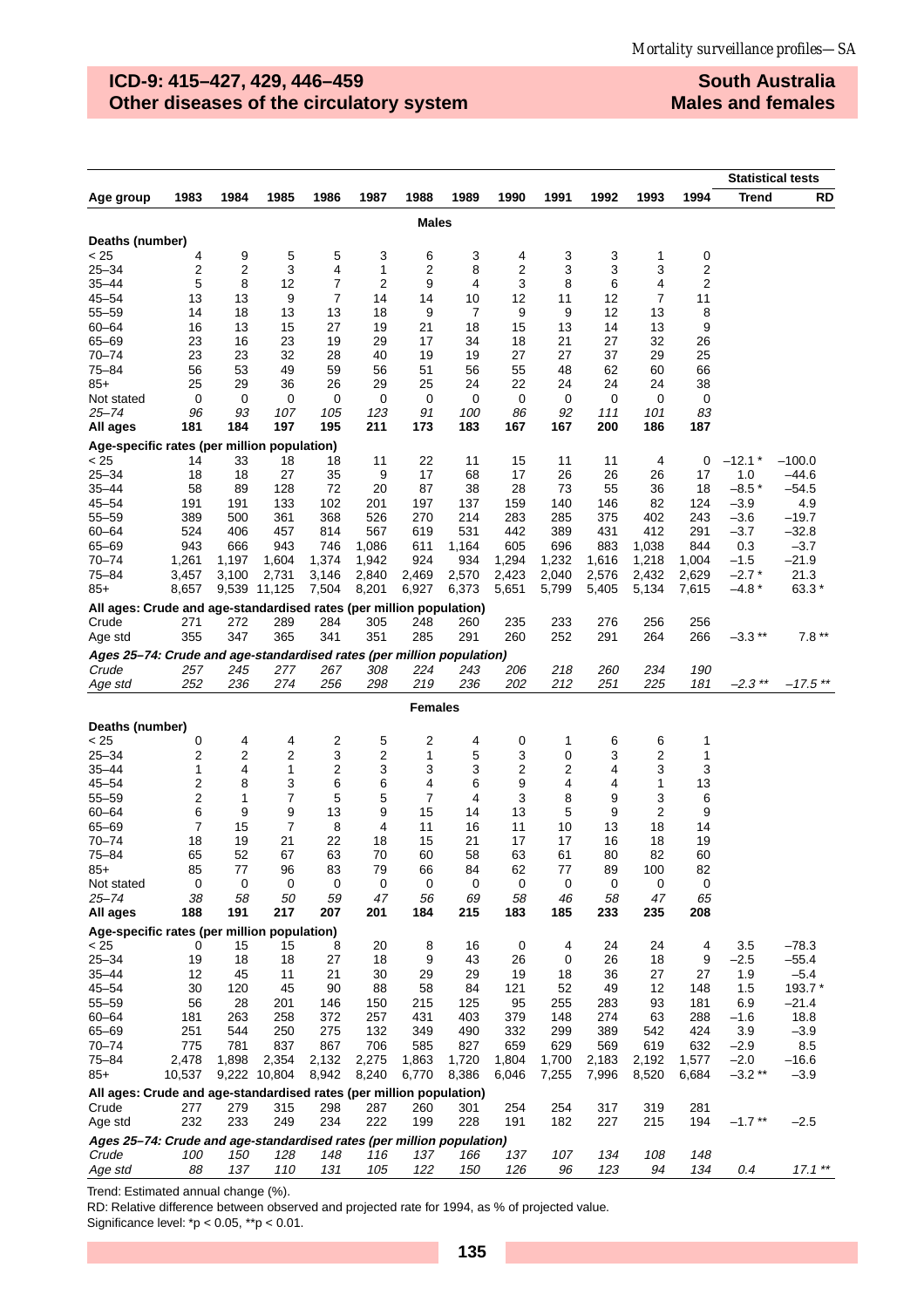## ICD-9: 415–427, 429, 446–459
## Other diseases of the circulatory system

**South Australia**
**Males and females**

| Age group | 1983 | 1984 | 1985 | 1986 | 1987 | 1988 | 1989 | 1990 | 1991 | 1992 | 1993 | 1994 | Trend | RD |
|---|---|---|---|---|---|---|---|---|---|---|---|---|---|---|
| | | | | | | **Males** | | | | | | | | |
| **Deaths (number)** | | | | | | | | | | | | | | |
| < 25 | 4 | 9 | 5 | 5 | 3 | 6 | 3 | 4 | 3 | 3 | 1 | 0 | | |
| 25–34 | 2 | 2 | 3 | 4 | 1 | 2 | 8 | 2 | 3 | 3 | 3 | 2 | | |
| 35–44 | 5 | 8 | 12 | 7 | 2 | 9 | 4 | 3 | 8 | 6 | 4 | 2 | | |
| 45–54 | 13 | 13 | 9 | 7 | 14 | 14 | 10 | 12 | 11 | 12 | 7 | 11 | | |
| 55–59 | 14 | 18 | 13 | 13 | 18 | 9 | 7 | 9 | 9 | 12 | 13 | 8 | | |
| 60–64 | 16 | 13 | 15 | 27 | 19 | 21 | 18 | 15 | 13 | 14 | 13 | 9 | | |
| 65–69 | 23 | 16 | 23 | 19 | 29 | 17 | 34 | 18 | 21 | 27 | 32 | 26 | | |
| 70–74 | 23 | 23 | 32 | 28 | 40 | 19 | 19 | 27 | 27 | 37 | 29 | 25 | | |
| 75–84 | 56 | 53 | 49 | 59 | 56 | 51 | 56 | 55 | 48 | 62 | 60 | 66 | | |
| 85+ | 25 | 29 | 36 | 26 | 29 | 25 | 24 | 22 | 24 | 24 | 24 | 38 | | |
| Not stated | 0 | 0 | 0 | 0 | 0 | 0 | 0 | 0 | 0 | 0 | 0 | 0 | | |
| *25–74* | *96* | *93* | *107* | *105* | *123* | *91* | *100* | *86* | *92* | *111* | *101* | *83* | | |
| **All ages** | **181** | **184** | **197** | **195** | **211** | **173** | **183** | **167** | **167** | **200** | **186** | **187** | | |
| **Age-specific rates (per million population)** | | | | | | | | | | | | | | |
| < 25 | 14 | 33 | 18 | 18 | 11 | 22 | 11 | 15 | 11 | 11 | 4 | 0 | –12.1 * | –100.0 |
| 25–34 | 18 | 18 | 27 | 35 | 9 | 17 | 68 | 17 | 26 | 26 | 26 | 17 | 1.0 | –44.6 |
| 35–44 | 58 | 89 | 128 | 72 | 20 | 87 | 38 | 28 | 73 | 55 | 36 | 18 | –8.5 * | –54.5 |
| 45–54 | 191 | 191 | 133 | 102 | 201 | 197 | 137 | 159 | 140 | 146 | 82 | 124 | –3.9 | 4.9 |
| 55–59 | 389 | 500 | 361 | 368 | 526 | 270 | 214 | 283 | 285 | 375 | 402 | 243 | –3.6 | –19.7 |
| 60–64 | 524 | 406 | 457 | 814 | 567 | 619 | 531 | 442 | 389 | 431 | 412 | 291 | –3.7 | –32.8 |
| 65–69 | 943 | 666 | 943 | 746 | 1,086 | 611 | 1,164 | 605 | 696 | 883 | 1,038 | 844 | 0.3 | –3.7 |
| 70–74 | 1,261 | 1,197 | 1,604 | 1,374 | 1,942 | 924 | 934 | 1,294 | 1,232 | 1,616 | 1,218 | 1,004 | –1.5 | –21.9 |
| 75–84 | 3,457 | 3,100 | 2,731 | 3,146 | 2,840 | 2,469 | 2,570 | 2,423 | 2,040 | 2,576 | 2,432 | 2,629 | –2.7 * | 21.3 |
| 85+ | 8,657 | 9,539 | 11,125 | 7,504 | 8,201 | 6,927 | 6,373 | 5,651 | 5,799 | 5,405 | 5,134 | 7,615 | –4.8 * | 63.3 * |
| **All ages: Crude and age-standardised rates (per million population)** | | | | | | | | | | | | | | |
| Crude | 271 | 272 | 289 | 284 | 305 | 248 | 260 | 235 | 233 | 276 | 256 | 256 | | |
| Age std | 355 | 347 | 365 | 341 | 351 | 285 | 291 | 260 | 252 | 291 | 264 | 266 | –3.3 ** | 7.8 ** |
| ***Ages 25–74: Crude and age-standardised rates (per million population)*** | | | | | | | | | | | | | | |
| *Crude* | *257* | *245* | *277* | *267* | *308* | *224* | *243* | *206* | *218* | *260* | *234* | *190* | | |
| *Age std* | *252* | *236* | *274* | *256* | *298* | *219* | *236* | *202* | *212* | *251* | *225* | *181* | *–2.3 ** | *–17.5 ** |
| | | | | | | **Females** | | | | | | | | |
| **Deaths (number)** | | | | | | | | | | | | | | |
| < 25 | 0 | 4 | 4 | 2 | 5 | 2 | 4 | 0 | 1 | 6 | 6 | 1 | | |
| 25–34 | 2 | 2 | 2 | 3 | 2 | 1 | 5 | 3 | 0 | 3 | 2 | 1 | | |
| 35–44 | 1 | 4 | 1 | 2 | 3 | 3 | 3 | 2 | 2 | 4 | 3 | 3 | | |
| 45–54 | 2 | 8 | 3 | 6 | 6 | 4 | 6 | 9 | 4 | 4 | 1 | 13 | | |
| 55–59 | 2 | 1 | 7 | 5 | 5 | 7 | 4 | 3 | 8 | 9 | 3 | 6 | | |
| 60–64 | 6 | 9 | 9 | 13 | 9 | 15 | 14 | 13 | 5 | 9 | 2 | 9 | | |
| 65–69 | 7 | 15 | 7 | 8 | 4 | 11 | 16 | 11 | 10 | 13 | 18 | 14 | | |
| 70–74 | 18 | 19 | 21 | 22 | 18 | 15 | 21 | 17 | 17 | 16 | 18 | 19 | | |
| 75–84 | 65 | 52 | 67 | 63 | 70 | 60 | 58 | 63 | 61 | 80 | 82 | 60 | | |
| 85+ | 85 | 77 | 96 | 83 | 79 | 66 | 84 | 62 | 77 | 89 | 100 | 82 | | |
| Not stated | 0 | 0 | 0 | 0 | 0 | 0 | 0 | 0 | 0 | 0 | 0 | 0 | | |
| *25–74* | *38* | *58* | *50* | *59* | *47* | *56* | *69* | *58* | *46* | *58* | *47* | *65* | | |
| **All ages** | **188** | **191** | **217** | **207** | **201** | **184** | **215** | **183** | **185** | **233** | **235** | **208** | | |
| **Age-specific rates (per million population)** | | | | | | | | | | | | | | |
| < 25 | 0 | 15 | 15 | 8 | 20 | 8 | 16 | 0 | 4 | 24 | 24 | 4 | 3.5 | –78.3 |
| 25–34 | 19 | 18 | 18 | 27 | 18 | 9 | 43 | 26 | 0 | 26 | 18 | 9 | –2.5 | –55.4 |
| 35–44 | 12 | 45 | 11 | 21 | 30 | 29 | 29 | 19 | 18 | 36 | 27 | 27 | 1.9 | –5.4 |
| 45–54 | 30 | 120 | 45 | 90 | 88 | 58 | 84 | 121 | 52 | 49 | 12 | 148 | 1.5 | 193.7 * |
| 55–59 | 56 | 28 | 201 | 146 | 150 | 215 | 125 | 95 | 255 | 283 | 93 | 181 | 6.9 | –21.4 |
| 60–64 | 181 | 263 | 258 | 372 | 257 | 431 | 403 | 379 | 148 | 274 | 63 | 288 | –1.6 | 18.8 |
| 65–69 | 251 | 544 | 250 | 275 | 132 | 349 | 490 | 332 | 299 | 389 | 542 | 424 | 3.9 | –3.9 |
| 70–74 | 775 | 781 | 837 | 867 | 706 | 585 | 827 | 659 | 629 | 569 | 619 | 632 | –2.9 | 8.5 |
| 75–84 | 2,478 | 1,898 | 2,354 | 2,132 | 2,275 | 1,863 | 1,720 | 1,804 | 1,700 | 2,183 | 2,192 | 1,577 | –2.0 | –16.6 |
| 85+ | 10,537 | 9,222 | 10,804 | 8,942 | 8,240 | 6,770 | 8,386 | 6,046 | 7,255 | 7,996 | 8,520 | 6,684 | –3.2 ** | –3.9 |
| **All ages: Crude and age-standardised rates (per million population)** | | | | | | | | | | | | | | |
| Crude | 277 | 279 | 315 | 298 | 287 | 260 | 301 | 254 | 254 | 317 | 319 | 281 | | |
| Age std | 232 | 233 | 249 | 234 | 222 | 199 | 228 | 191 | 182 | 227 | 215 | 194 | –1.7 ** | –2.5 |
| ***Ages 25–74: Crude and age-standardised rates (per million population)*** | | | | | | | | | | | | | | |
| *Crude* | *100* | *150* | *128* | *148* | *116* | *137* | *166* | *137* | *107* | *134* | *108* | *148* | | |
| *Age std* | *88* | *137* | *110* | *131* | *105* | *122* | *150* | *126* | *96* | *123* | *94* | *134* | *0.4* | *17.1 ** |

Trend: Estimated annual change (%).
RD: Relative difference between observed and projected rate for 1994, as % of projected value.
Significance level: *p < 0.05, **p < 0.01.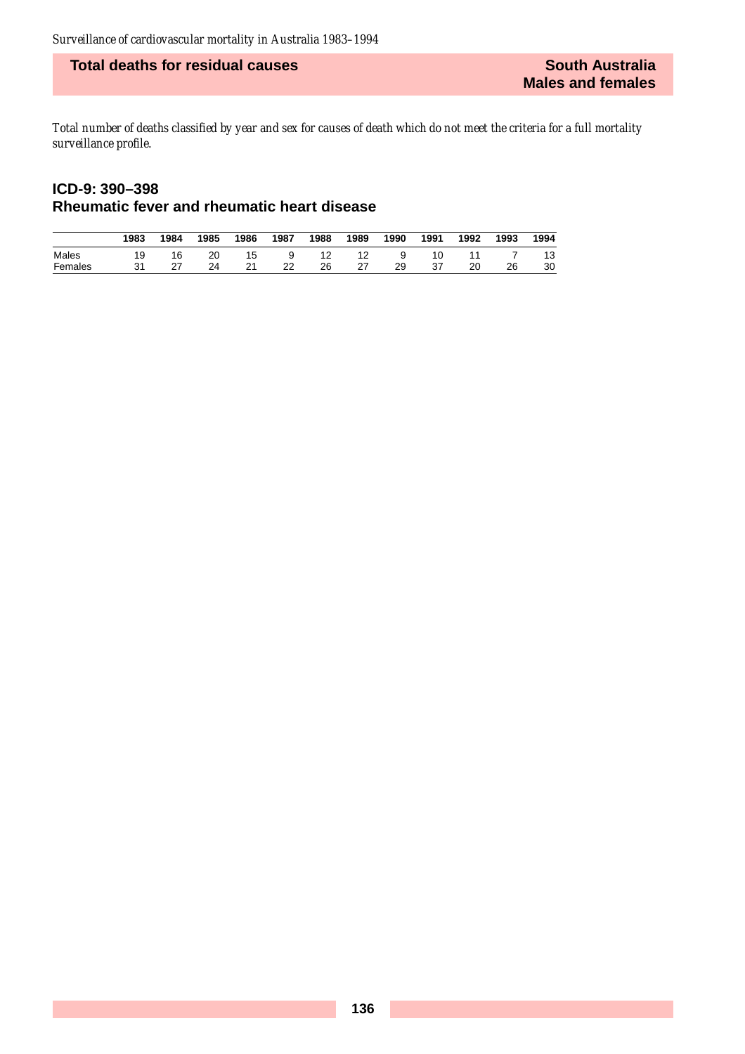## Total deaths for residual causes

**South Australia**
**Males and females**

*Total number of deaths classified by year and sex for causes of death which do not meet the criteria for a full mortality surveillance profile.*

### ICD-9: 390–398
### Rheumatic fever and rheumatic heart disease

| | 1983 | 1984 | 1985 | 1986 | 1987 | 1988 | 1989 | 1990 | 1991 | 1992 | 1993 | 1994 |
|---|---|---|---|---|---|---|---|---|---|---|---|---|
| Males | 19 | 16 | 20 | 15 | 9 | 12 | 12 | 9 | 10 | 11 | 7 | 13 |
| Females | 31 | 27 | 24 | 21 | 22 | 26 | 27 | 29 | 37 | 20 | 26 | 30 |